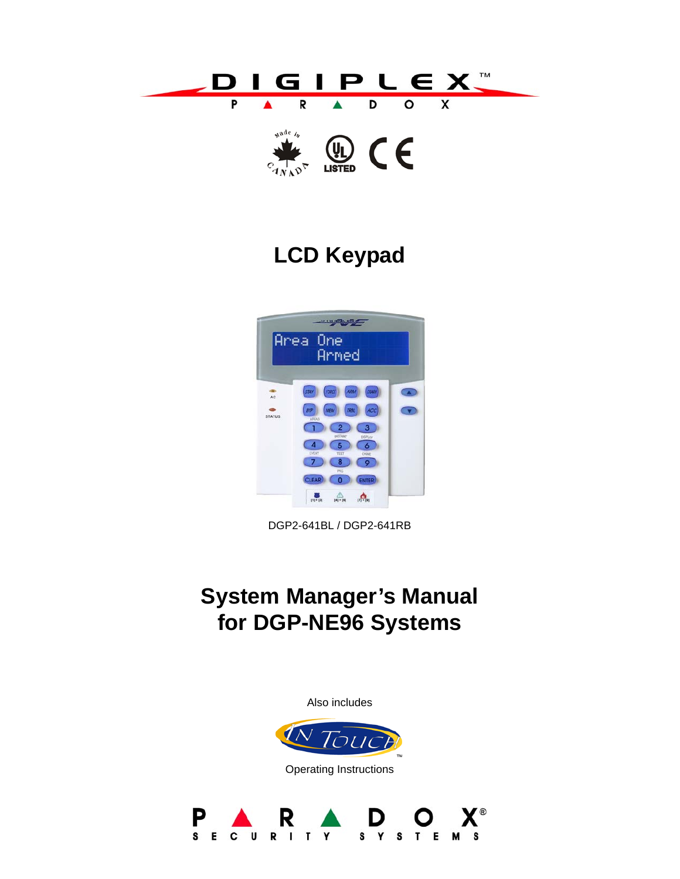# DIGIPLEX™

PARADOX

# LCD Keypad

DGP2-641BL / DGP2-641RB

# System Manager's Manual for DGP-NE96 Systems

Also includes

IN TOUCH™

Operating Instructions

PARADOX®

SECURITY SYSTEMS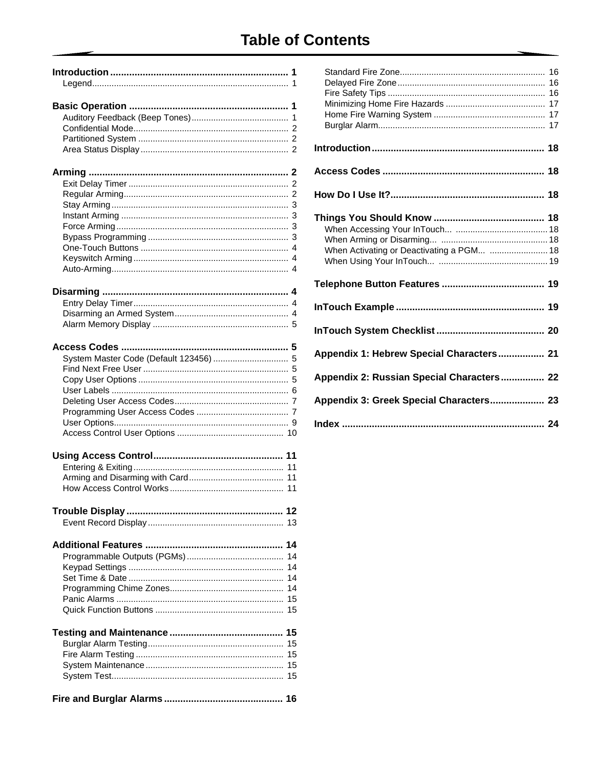# Table of Contents

**Introduction** .................................................................. 1
- Legend .................................................................. 1

**Basic Operation** .................................................................. 1
- Auditory Feedback (Beep Tones) .................................................................. 1
- Confidential Mode .................................................................. 2
- Partitioned System .................................................................. 2
- Area Status Display .................................................................. 2

**Arming** .................................................................. 2
- Exit Delay Timer .................................................................. 2
- Regular Arming .................................................................. 2
- Stay Arming .................................................................. 3
- Instant Arming .................................................................. 3
- Force Arming .................................................................. 3
- Bypass Programming .................................................................. 3
- One-Touch Buttons .................................................................. 4
- Keyswitch Arming .................................................................. 4
- Auto-Arming .................................................................. 4

**Disarming** .................................................................. 4
- Entry Delay Timer .................................................................. 4
- Disarming an Armed System .................................................................. 4
- Alarm Memory Display .................................................................. 5

**Access Codes** .................................................................. 5
- System Master Code (Default 123456) .................................................................. 5
- Find Next Free User .................................................................. 5
- Copy User Options .................................................................. 5
- User Labels .................................................................. 6
- Deleting User Access Codes .................................................................. 7
- Programming User Access Codes .................................................................. 7
- User Options .................................................................. 9
- Access Control User Options .................................................................. 10

**Using Access Control** .................................................................. 11
- Entering & Exiting .................................................................. 11
- Arming and Disarming with Card .................................................................. 11
- How Access Control Works .................................................................. 11

**Trouble Display** .................................................................. 12
- Event Record Display .................................................................. 13

**Additional Features** .................................................................. 14
- Programmable Outputs (PGMs) .................................................................. 14
- Keypad Settings .................................................................. 14
- Set Time & Date .................................................................. 14
- Programming Chime Zones .................................................................. 14
- Panic Alarms .................................................................. 15
- Quick Function Buttons .................................................................. 15

**Testing and Maintenance** .................................................................. 15
- Burglar Alarm Testing .................................................................. 15
- Fire Alarm Testing .................................................................. 15
- System Maintenance .................................................................. 15
- System Test .................................................................. 15

**Fire and Burglar Alarms** .................................................................. 16
- Standard Fire Zone .................................................................. 16
- Delayed Fire Zone .................................................................. 16
- Fire Safety Tips .................................................................. 16
- Minimizing Home Fire Hazards .................................................................. 17
- Home Fire Warning System .................................................................. 17
- Burglar Alarm .................................................................. 17

**Introduction** .................................................................. 18

**Access Codes** .................................................................. 18

**How Do I Use It?** .................................................................. 18

**Things You Should Know** .................................................................. 18
- When Accessing Your InTouch... .................................................................. 18
- When Arming or Disarming... .................................................................. 18
- When Activating or Deactivating a PGM... .................................................................. 18
- When Using Your InTouch... .................................................................. 19

**Telephone Button Features** .................................................................. 19

**InTouch Example** .................................................................. 19

**InTouch System Checklist** .................................................................. 20

**Appendix 1: Hebrew Special Characters** .................................................................. 21

**Appendix 2: Russian Special Characters** .................................................................. 22

**Appendix 3: Greek Special Characters** .................................................................. 23

**Index** .................................................................. 24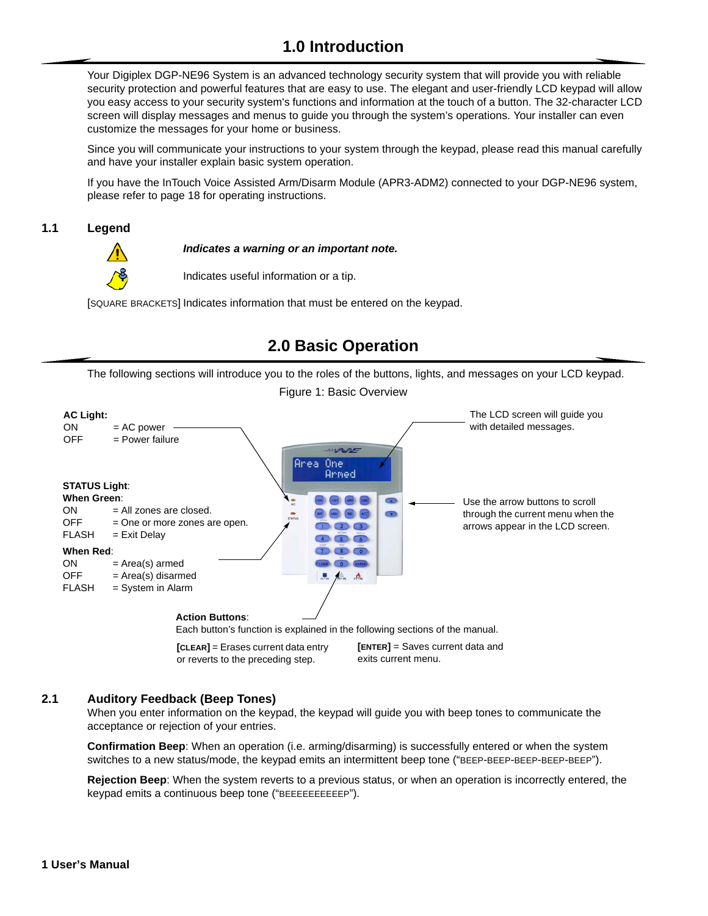# 1.0 Introduction

Your Digiplex DGP-NE96 System is an advanced technology security system that will provide you with reliable security protection and powerful features that are easy to use. The elegant and user-friendly LCD keypad will allow you easy access to your security system's functions and information at the touch of a button. The 32-character LCD screen will display messages and menus to guide you through the system's operations. Your installer can even customize the messages for your home or business.

Since you will communicate your instructions to your system through the keypad, please read this manual carefully and have your installer explain basic system operation.

If you have the InTouch Voice Assisted Arm/Disarm Module (APR3-ADM2) connected to your DGP-NE96 system, please refer to page 18 for operating instructions.

## 1.1 Legend

***Indicates a warning or an important note.***

Indicates useful information or a tip.

[SQUARE BRACKETS] Indicates information that must be entered on the keypad.

# 2.0 Basic Operation

The following sections will introduce you to the roles of the buttons, lights, and messages on your LCD keypad.

Figure 1: Basic Overview

**AC Light:**
ON = AC power
OFF = Power failure

**STATUS Light**:
**When Green**:
ON = All zones are closed.
OFF = One or more zones are open.
FLASH = Exit Delay

**When Red**:
ON = Area(s) armed
OFF = Area(s) disarmed
FLASH = System in Alarm

The LCD screen will guide you with detailed messages.

Use the arrow buttons to scroll through the current menu when the arrows appear in the LCD screen.

**Action Buttons**:
Each button's function is explained in the following sections of the manual.

**[CLEAR]** = Erases current data entry or reverts to the preceding step.

**[ENTER]** = Saves current data and exits current menu.

## 2.1 Auditory Feedback (Beep Tones)

When you enter information on the keypad, the keypad will guide you with beep tones to communicate the acceptance or rejection of your entries.

**Confirmation Beep**: When an operation (i.e. arming/disarming) is successfully entered or when the system switches to a new status/mode, the keypad emits an intermittent beep tone ("BEEP-BEEP-BEEP-BEEP-BEEP").

**Rejection Beep**: When the system reverts to a previous status, or when an operation is incorrectly entered, the keypad emits a continuous beep tone ("BEEEEEEEEEEP").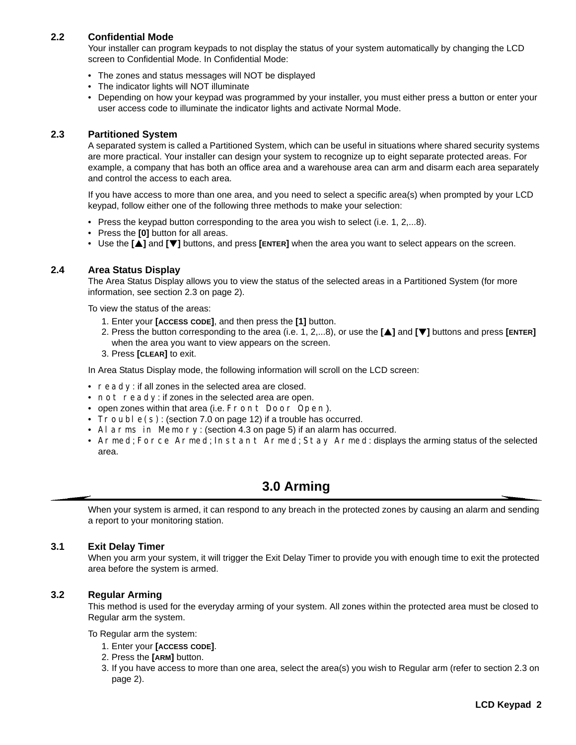### 2.2 Confidential Mode

Your installer can program keypads to not display the status of your system automatically by changing the LCD screen to Confidential Mode. In Confidential Mode:

- The zones and status messages will NOT be displayed
- The indicator lights will NOT illuminate
- Depending on how your keypad was programmed by your installer, you must either press a button or enter your user access code to illuminate the indicator lights and activate Normal Mode.

### 2.3 Partitioned System

A separated system is called a Partitioned System, which can be useful in situations where shared security systems are more practical. Your installer can design your system to recognize up to eight separate protected areas. For example, a company that has both an office area and a warehouse area can arm and disarm each area separately and control the access to each area.

If you have access to more than one area, and you need to select a specific area(s) when prompted by your LCD keypad, follow either one of the following three methods to make your selection:

- Press the keypad button corresponding to the area you wish to select (i.e. 1, 2,...8).
- Press the **[0]** button for all areas.
- Use the **[▲]** and **[▼]** buttons, and press **[ENTER]** when the area you want to select appears on the screen.

### 2.4 Area Status Display

The Area Status Display allows you to view the status of the selected areas in a Partitioned System (for more information, see section 2.3 on page 2).

To view the status of the areas:

1. Enter your **[ACCESS CODE]**, and then press the **[1]** button.
2. Press the button corresponding to the area (i.e. 1, 2,...8), or use the **[▲]** and **[▼]** buttons and press **[ENTER]** when the area you want to view appears on the screen.
3. Press **[CLEAR]** to exit.

In Area Status Display mode, the following information will scroll on the LCD screen:

- `ready`: if all zones in the selected area are closed.
- `not ready`: if zones in the selected area are open.
- open zones within that area (i.e. `Front Door Open`).
- `Trouble(s)`: (section 7.0 on page 12) if a trouble has occurred.
- `Alarms in Memory`: (section 4.3 on page 5) if an alarm has occurred.
- `Armed`; `Force Armed`; `Instant Armed`; `Stay Armed`: displays the arming status of the selected area.

## 3.0 Arming

When your system is armed, it can respond to any breach in the protected zones by causing an alarm and sending a report to your monitoring station.

### 3.1 Exit Delay Timer

When you arm your system, it will trigger the Exit Delay Timer to provide you with enough time to exit the protected area before the system is armed.

### 3.2 Regular Arming

This method is used for the everyday arming of your system. All zones within the protected area must be closed to Regular arm the system.

To Regular arm the system:

1. Enter your **[ACCESS CODE]**.
2. Press the **[ARM]** button.
3. If you have access to more than one area, select the area(s) you wish to Regular arm (refer to section 2.3 on page 2).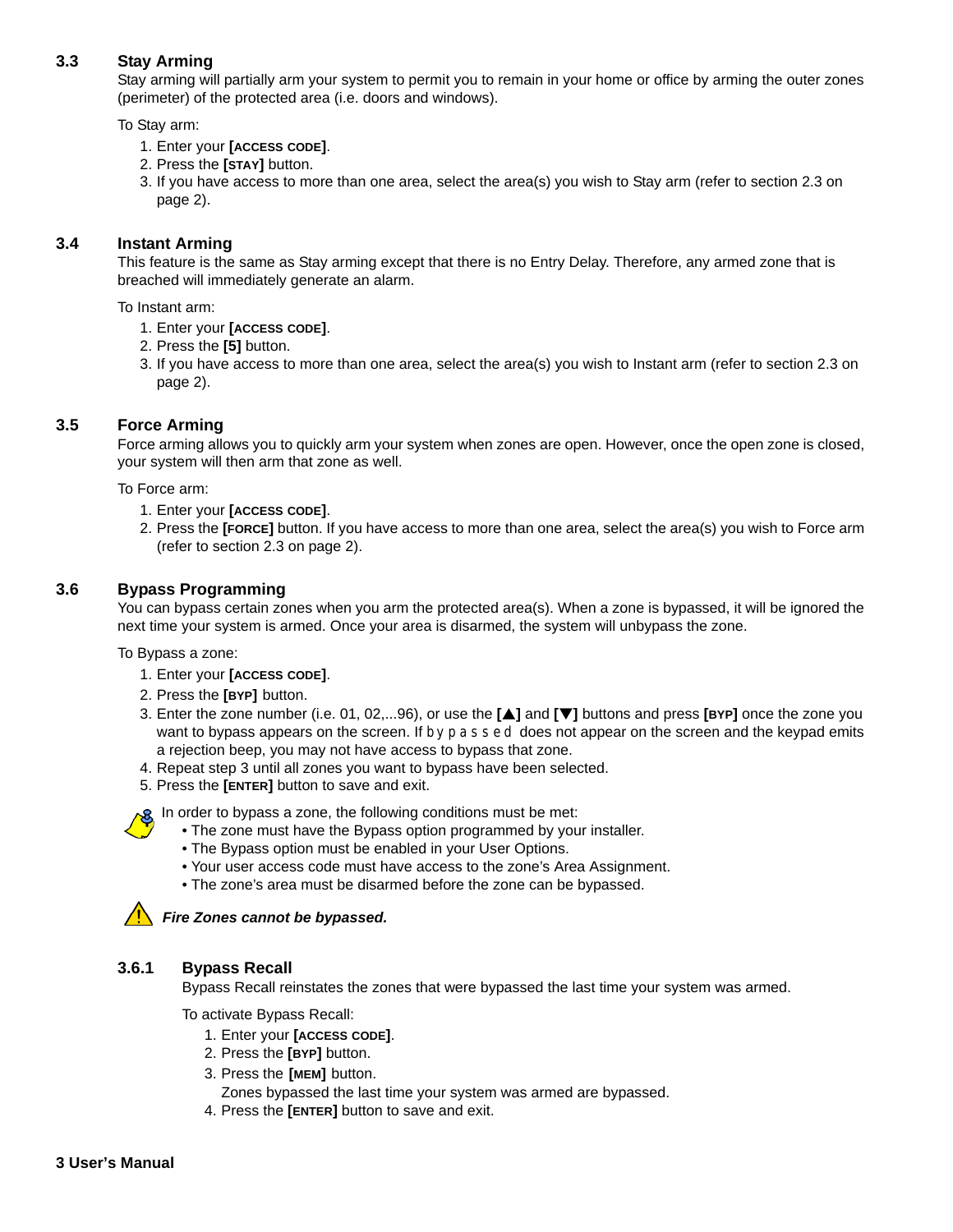## 3.3 Stay Arming

Stay arming will partially arm your system to permit you to remain in your home or office by arming the outer zones (perimeter) of the protected area (i.e. doors and windows).

To Stay arm:

1. Enter your **[ACCESS CODE]**.
2. Press the **[STAY]** button.
3. If you have access to more than one area, select the area(s) you wish to Stay arm (refer to section 2.3 on page 2).

## 3.4 Instant Arming

This feature is the same as Stay arming except that there is no Entry Delay. Therefore, any armed zone that is breached will immediately generate an alarm.

To Instant arm:

1. Enter your **[ACCESS CODE]**.
2. Press the **[5]** button.
3. If you have access to more than one area, select the area(s) you wish to Instant arm (refer to section 2.3 on page 2).

## 3.5 Force Arming

Force arming allows you to quickly arm your system when zones are open. However, once the open zone is closed, your system will then arm that zone as well.

To Force arm:

1. Enter your **[ACCESS CODE]**.
2. Press the **[FORCE]** button. If you have access to more than one area, select the area(s) you wish to Force arm (refer to section 2.3 on page 2).

## 3.6 Bypass Programming

You can bypass certain zones when you arm the protected area(s). When a zone is bypassed, it will be ignored the next time your system is armed. Once your area is disarmed, the system will unbypass the zone.

To Bypass a zone:

1. Enter your **[ACCESS CODE]**.
2. Press the **[BYP]** button.
3. Enter the zone number (i.e. 01, 02,...96), or use the **[▲]** and **[▼]** buttons and press **[BYP]** once the zone you want to bypass appears on the screen. If `bypassed` does not appear on the screen and the keypad emits a rejection beep, you may not have access to bypass that zone.
4. Repeat step 3 until all zones you want to bypass have been selected.
5. Press the **[ENTER]** button to save and exit.

In order to bypass a zone, the following conditions must be met:

- The zone must have the Bypass option programmed by your installer.
- The Bypass option must be enabled in your User Options.
- Your user access code must have access to the zone's Area Assignment.
- The zone's area must be disarmed before the zone can be bypassed.

***Fire Zones cannot be bypassed.***

### 3.6.1 Bypass Recall

Bypass Recall reinstates the zones that were bypassed the last time your system was armed.

To activate Bypass Recall:

1. Enter your **[ACCESS CODE]**.
2. Press the **[BYP]** button.
3. Press the **[MEM]** button.
   Zones bypassed the last time your system was armed are bypassed.
4. Press the **[ENTER]** button to save and exit.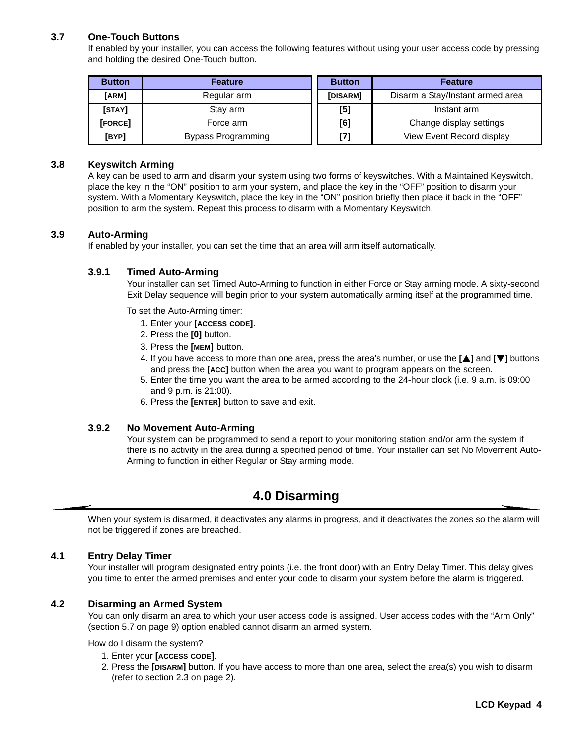### 3.7 One-Touch Buttons

If enabled by your installer, you can access the following features without using your user access code by pressing and holding the desired One-Touch button.

| Button | Feature |
|---|---|
| [ARM] | Regular arm |
| [STAY] | Stay arm |
| [FORCE] | Force arm |
| [BYP] | Bypass Programming |
| [DISARM] | Disarm a Stay/Instant armed area |
| [5] | Instant arm |
| [6] | Change display settings |
| [7] | View Event Record display |

### 3.8 Keyswitch Arming

A key can be used to arm and disarm your system using two forms of keyswitches. With a Maintained Keyswitch, place the key in the “ON” position to arm your system, and place the key in the “OFF” position to disarm your system. With a Momentary Keyswitch, place the key in the “ON” position briefly then place it back in the “OFF” position to arm the system. Repeat this process to disarm with a Momentary Keyswitch.

### 3.9 Auto-Arming

If enabled by your installer, you can set the time that an area will arm itself automatically.

#### 3.9.1 Timed Auto-Arming

Your installer can set Timed Auto-Arming to function in either Force or Stay arming mode. A sixty-second Exit Delay sequence will begin prior to your system automatically arming itself at the programmed time.

To set the Auto-Arming timer:

1. Enter your **[ACCESS CODE]**.
2. Press the **[0]** button.
3. Press the **[MEM]** button.
4. If you have access to more than one area, press the area's number, or use the **[▲]** and **[▼]** buttons and press the **[ACC]** button when the area you want to program appears on the screen.
5. Enter the time you want the area to be armed according to the 24-hour clock (i.e. 9 a.m. is 09:00 and 9 p.m. is 21:00).
6. Press the **[ENTER]** button to save and exit.

#### 3.9.2 No Movement Auto-Arming

Your system can be programmed to send a report to your monitoring station and/or arm the system if there is no activity in the area during a specified period of time. Your installer can set No Movement Auto-Arming to function in either Regular or Stay arming mode.

# 4.0 Disarming

When your system is disarmed, it deactivates any alarms in progress, and it deactivates the zones so the alarm will not be triggered if zones are breached.

### 4.1 Entry Delay Timer

Your installer will program designated entry points (i.e. the front door) with an Entry Delay Timer. This delay gives you time to enter the armed premises and enter your code to disarm your system before the alarm is triggered.

### 4.2 Disarming an Armed System

You can only disarm an area to which your user access code is assigned. User access codes with the “Arm Only” (section 5.7 on page 9) option enabled cannot disarm an armed system.

How do I disarm the system?

1. Enter your **[ACCESS CODE]**.
2. Press the **[DISARM]** button. If you have access to more than one area, select the area(s) you wish to disarm (refer to section 2.3 on page 2).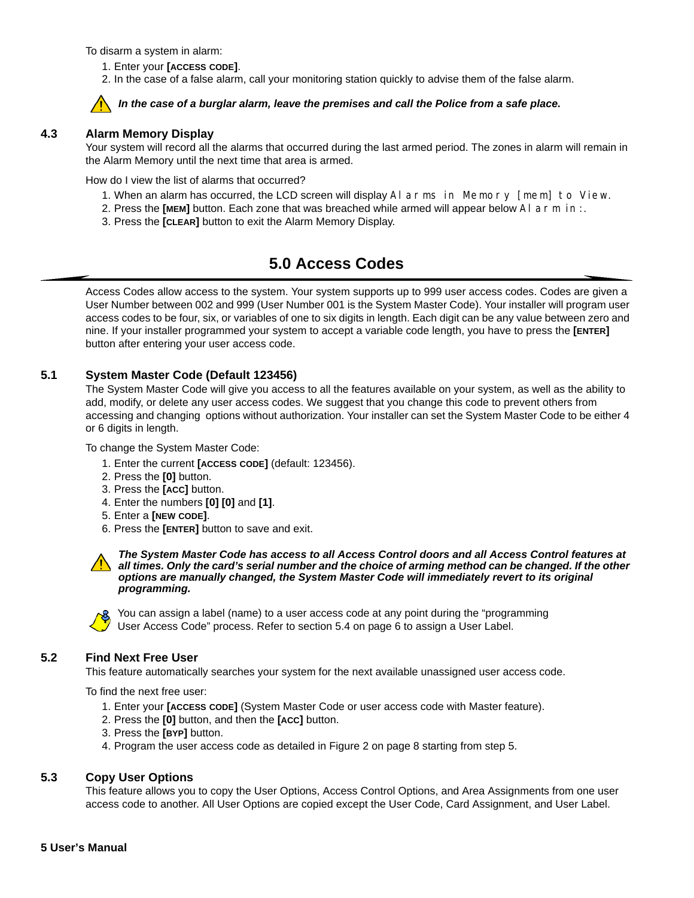To disarm a system in alarm:

1. Enter your **[ACCESS CODE]**.
2. In the case of a false alarm, call your monitoring station quickly to advise them of the false alarm.

***In the case of a burglar alarm, leave the premises and call the Police from a safe place.***

### 4.3 Alarm Memory Display

Your system will record all the alarms that occurred during the last armed period. The zones in alarm will remain in the Alarm Memory until the next time that area is armed.

How do I view the list of alarms that occurred?

1. When an alarm has occurred, the LCD screen will display `Alarms in Memory [mem] to View`.
2. Press the **[MEM]** button. Each zone that was breached while armed will appear below `Alarm in:`.
3. Press the **[CLEAR]** button to exit the Alarm Memory Display.

## 5.0 Access Codes

Access Codes allow access to the system. Your system supports up to 999 user access codes. Codes are given a User Number between 002 and 999 (User Number 001 is the System Master Code). Your installer will program user access codes to be four, six, or variables of one to six digits in length. Each digit can be any value between zero and nine. If your installer programmed your system to accept a variable code length, you have to press the **[ENTER]** button after entering your user access code.

### 5.1 System Master Code (Default 123456)

The System Master Code will give you access to all the features available on your system, as well as the ability to add, modify, or delete any user access codes. We suggest that you change this code to prevent others from accessing and changing options without authorization. Your installer can set the System Master Code to be either 4 or 6 digits in length.

To change the System Master Code:

1. Enter the current **[ACCESS CODE]** (default: 123456).
2. Press the **[0]** button.
3. Press the **[ACC]** button.
4. Enter the numbers **[0] [0]** and **[1]**.
5. Enter a **[NEW CODE]**.
6. Press the **[ENTER]** button to save and exit.

***The System Master Code has access to all Access Control doors and all Access Control features at all times. Only the card's serial number and the choice of arming method can be changed. If the other options are manually changed, the System Master Code will immediately revert to its original programming.***

You can assign a label (name) to a user access code at any point during the "programming User Access Code" process. Refer to section 5.4 on page 6 to assign a User Label.

### 5.2 Find Next Free User

This feature automatically searches your system for the next available unassigned user access code.

To find the next free user:

1. Enter your **[ACCESS CODE]** (System Master Code or user access code with Master feature).
2. Press the **[0]** button, and then the **[ACC]** button.
3. Press the **[BYP]** button.
4. Program the user access code as detailed in Figure 2 on page 8 starting from step 5.

### 5.3 Copy User Options

This feature allows you to copy the User Options, Access Control Options, and Area Assignments from one user access code to another. All User Options are copied except the User Code, Card Assignment, and User Label.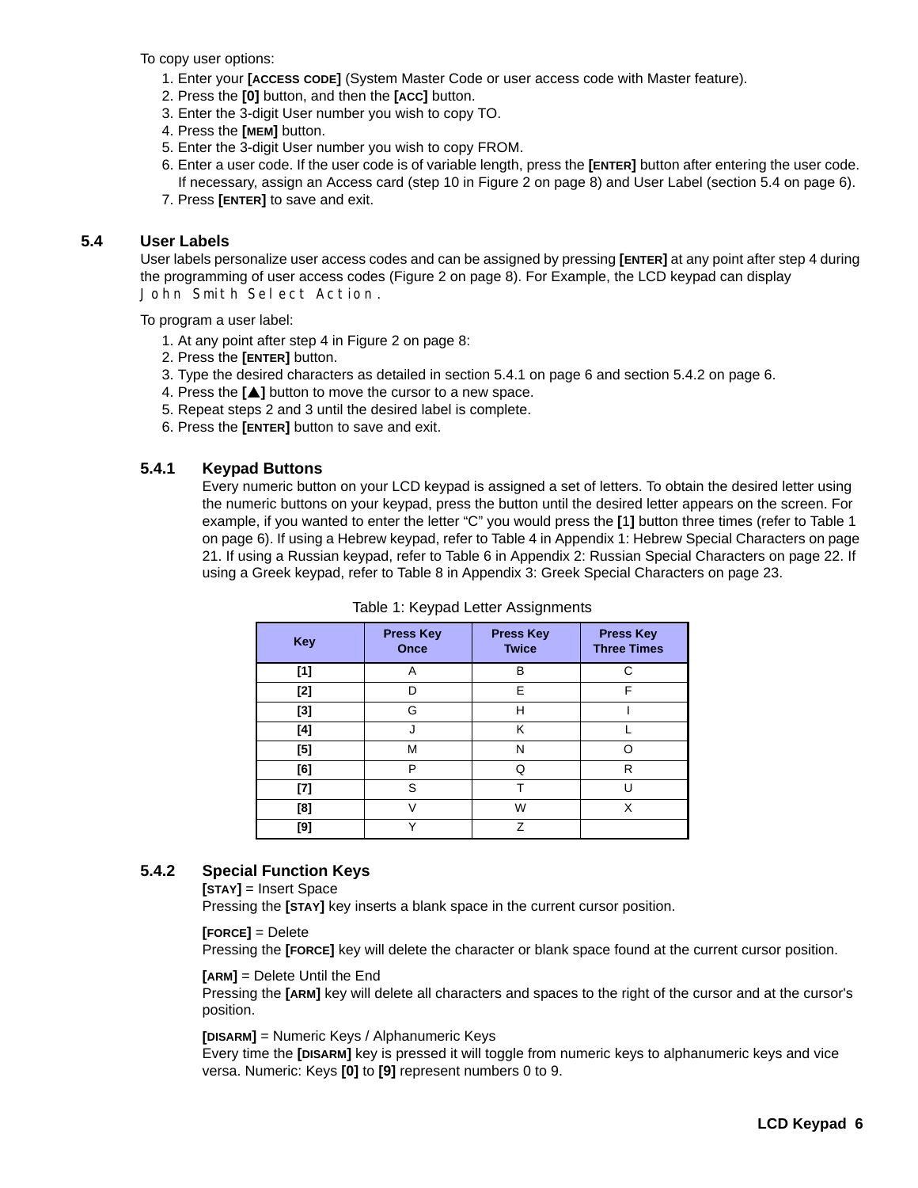To copy user options:

1. Enter your **[ACCESS CODE]** (System Master Code or user access code with Master feature).
2. Press the **[0]** button, and then the **[ACC]** button.
3. Enter the 3-digit User number you wish to copy TO.
4. Press the **[MEM]** button.
5. Enter the 3-digit User number you wish to copy FROM.
6. Enter a user code. If the user code is of variable length, press the **[ENTER]** button after entering the user code. If necessary, assign an Access card (step 10 in Figure 2 on page 8) and User Label (section 5.4 on page 6).
7. Press **[ENTER]** to save and exit.

## 5.4 User Labels

User labels personalize user access codes and can be assigned by pressing **[ENTER]** at any point after step 4 during the programming of user access codes (Figure 2 on page 8). For Example, the LCD keypad can display `John Smith Select Action.`

To program a user label:

1. At any point after step 4 in Figure 2 on page 8:
2. Press the **[ENTER]** button.
3. Type the desired characters as detailed in section 5.4.1 on page 6 and section 5.4.2 on page 6.
4. Press the **[▲]** button to move the cursor to a new space.
5. Repeat steps 2 and 3 until the desired label is complete.
6. Press the **[ENTER]** button to save and exit.

### 5.4.1 Keypad Buttons

Every numeric button on your LCD keypad is assigned a set of letters. To obtain the desired letter using the numeric buttons on your keypad, press the button until the desired letter appears on the screen. For example, if you wanted to enter the letter “C” you would press the **[1]** button three times (refer to Table 1 on page 6). If using a Hebrew keypad, refer to Table 4 in Appendix 1: Hebrew Special Characters on page 21. If using a Russian keypad, refer to Table 6 in Appendix 2: Russian Special Characters on page 22. If using a Greek keypad, refer to Table 8 in Appendix 3: Greek Special Characters on page 23.

Table 1: Keypad Letter Assignments

| Key | Press Key Once | Press Key Twice | Press Key Three Times |
|---|---|---|---|
| **[1]** | A | B | C |
| **[2]** | D | E | F |
| **[3]** | G | H | I |
| **[4]** | J | K | L |
| **[5]** | M | N | O |
| **[6]** | P | Q | R |
| **[7]** | S | T | U |
| **[8]** | V | W | X |
| **[9]** | Y | Z | |

### 5.4.2 Special Function Keys

**[STAY]** = Insert Space
Pressing the **[STAY]** key inserts a blank space in the current cursor position.

**[FORCE]** = Delete
Pressing the **[FORCE]** key will delete the character or blank space found at the current cursor position.

**[ARM]** = Delete Until the End
Pressing the **[ARM]** key will delete all characters and spaces to the right of the cursor and at the cursor's position.

**[DISARM]** = Numeric Keys / Alphanumeric Keys
Every time the **[DISARM]** key is pressed it will toggle from numeric keys to alphanumeric keys and vice versa. Numeric: Keys **[0]** to **[9]** represent numbers 0 to 9.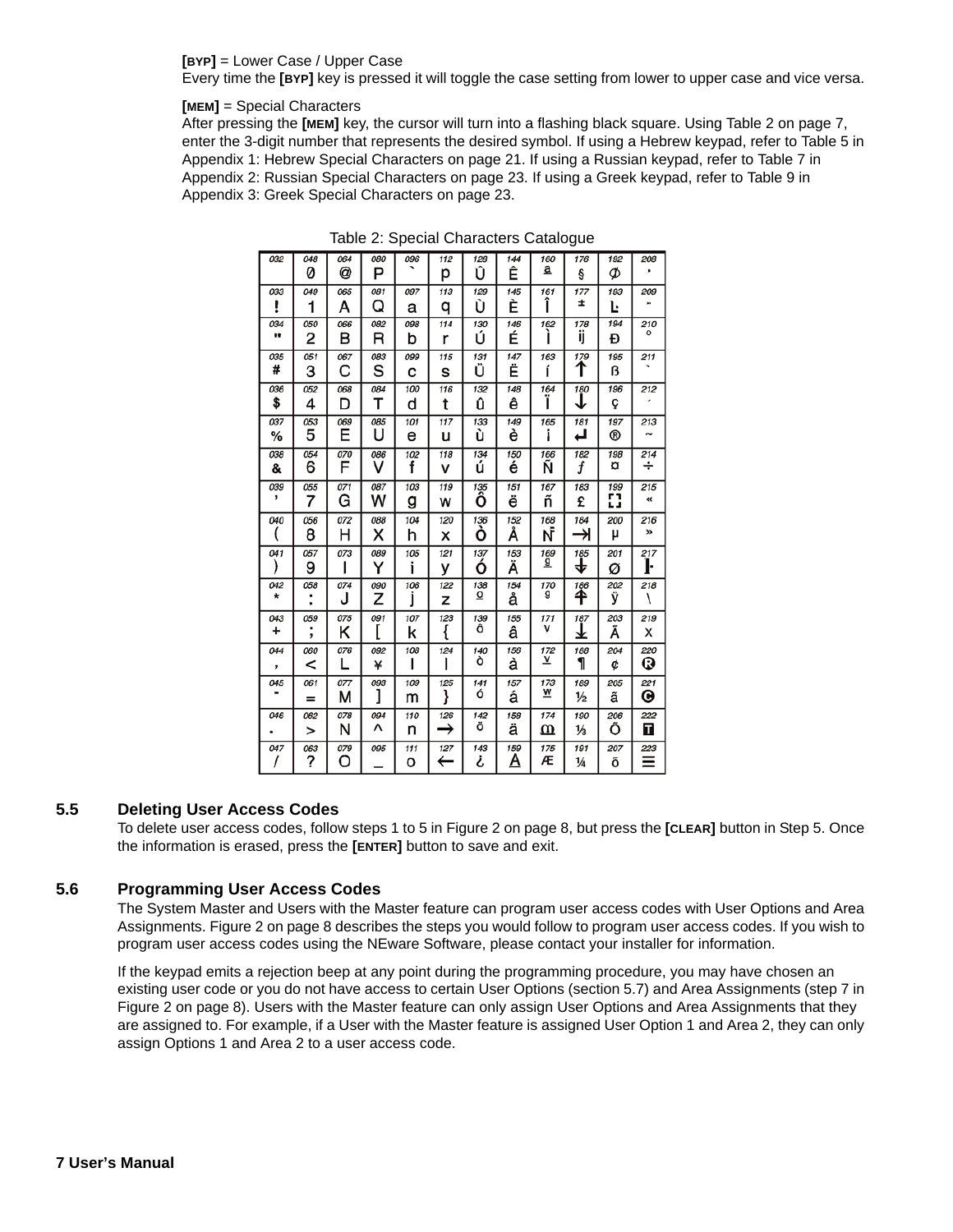**[BYP]** = Lower Case / Upper Case
Every time the **[BYP]** key is pressed it will toggle the case setting from lower to upper case and vice versa.

**[MEM]** = Special Characters
After pressing the **[MEM]** key, the cursor will turn into a flashing black square. Using Table 2 on page 7, enter the 3-digit number that represents the desired symbol. If using a Hebrew keypad, refer to Table 5 in Appendix 1: Hebrew Special Characters on page 21. If using a Russian keypad, refer to Table 7 in Appendix 2: Russian Special Characters on page 23. If using a Greek keypad, refer to Table 9 in Appendix 3: Greek Special Characters on page 23.

Table 2: Special Characters Catalogue

| 032 | 048 | 064 | 080 | 096 | 112 | 128 | 144 | 160 | 176 | 192 | 208 |
|---|---|---|---|---|---|---|---|---|---|---|---|
| | 0 | @ | P | ` | p | Û | Ê | ª | § | Ø | ' |
| 033 ! | 049 1 | 065 A | 081 Q | 097 a | 113 q | 129 Ù | 145 È | 161 Î | 177 ± | 193 Ŀ | 209 " |
| 034 " | 050 2 | 066 B | 082 R | 098 b | 114 r | 130 Ú | 146 É | 162 Ì | 178 ij | 194 Đ | 210 ° |
| 035 # | 051 3 | 067 C | 083 S | 099 c | 115 s | 131 Ü | 147 Ë | 163 í | 179 ↑ | 195 ß | 211 ` |
| 036 $ | 052 4 | 068 D | 084 T | 100 d | 116 t | 132 û | 148 ê | 164 Ï | 180 ↓ | 196 ç | 212 ´ |
| 037 % | 053 5 | 069 E | 085 U | 101 e | 117 u | 133 ù | 149 è | 165 ì | 181 ↵ | 197 ® | 213 ~ |
| 038 & | 054 6 | 070 F | 086 V | 102 f | 118 v | 134 ú | 150 é | 166 Ñ | 182 ƒ | 198 ¤ | 214 ÷ |
| 039 ' | 055 7 | 071 G | 087 W | 103 g | 119 w | 135 Ô | 151 ë | 167 ñ | 183 £ | 199 ⛶ | 215 « |
| 040 ( | 056 8 | 072 H | 088 X | 104 h | 120 x | 136 Ò | 152 Å | 168 Ñ | 184 ⇥ | 200 µ | 216 » |
| 041 ) | 057 9 | 073 I | 089 Y | 105 i | 121 y | 137 Ó | 153 Ä | 169 º | 185 ↓ | 201 ø | 217 ▌ |
| 042 * | 058 : | 074 J | 090 Z | 106 j | 122 z | 138 º | 154 å | 170 ª | 186 ↑ | 202 ÿ | 218 \ |
| 043 + | 059 ; | 075 K | 091 [ | 107 k | 123 { | 139 ô | 155 â | 171 v | 187 ⊥ | 203 Ã | 219 x |
| 044 , | 060 < | 076 L | 092 ¥ | 108 l | 124 \| | 140 ò | 156 à | 172 v | 188 ¶ | 204 ¢ | 220 R |
| 045 - | 061 = | 077 M | 093 ] | 109 m | 125 } | 141 ó | 157 á | 173 w | 189 ½ | 205 ã | 221 C |
| 046 . | 062 > | 078 N | 094 ^ | 110 n | 126 → | 142 ö | 158 ä | 174 Ω | 190 ⅓ | 206 Õ | 222 T |
| 047 / | 063 ? | 079 O | 095 _ | 111 o | 127 ← | 143 ¿ | 159 Å | 175 Æ | 191 ¼ | 207 õ | 223 ☰ |

## 5.5 Deleting User Access Codes

To delete user access codes, follow steps 1 to 5 in Figure 2 on page 8, but press the **[CLEAR]** button in Step 5. Once the information is erased, press the **[ENTER]** button to save and exit.

## 5.6 Programming User Access Codes

The System Master and Users with the Master feature can program user access codes with User Options and Area Assignments. Figure 2 on page 8 describes the steps you would follow to program user access codes. If you wish to program user access codes using the NEware Software, please contact your installer for information.

If the keypad emits a rejection beep at any point during the programming procedure, you may have chosen an existing user code or you do not have access to certain User Options (section 5.7) and Area Assignments (step 7 in Figure 2 on page 8). Users with the Master feature can only assign User Options and Area Assignments that they are assigned to. For example, if a User with the Master feature is assigned User Option 1 and Area 2, they can only assign Options 1 and Area 2 to a user access code.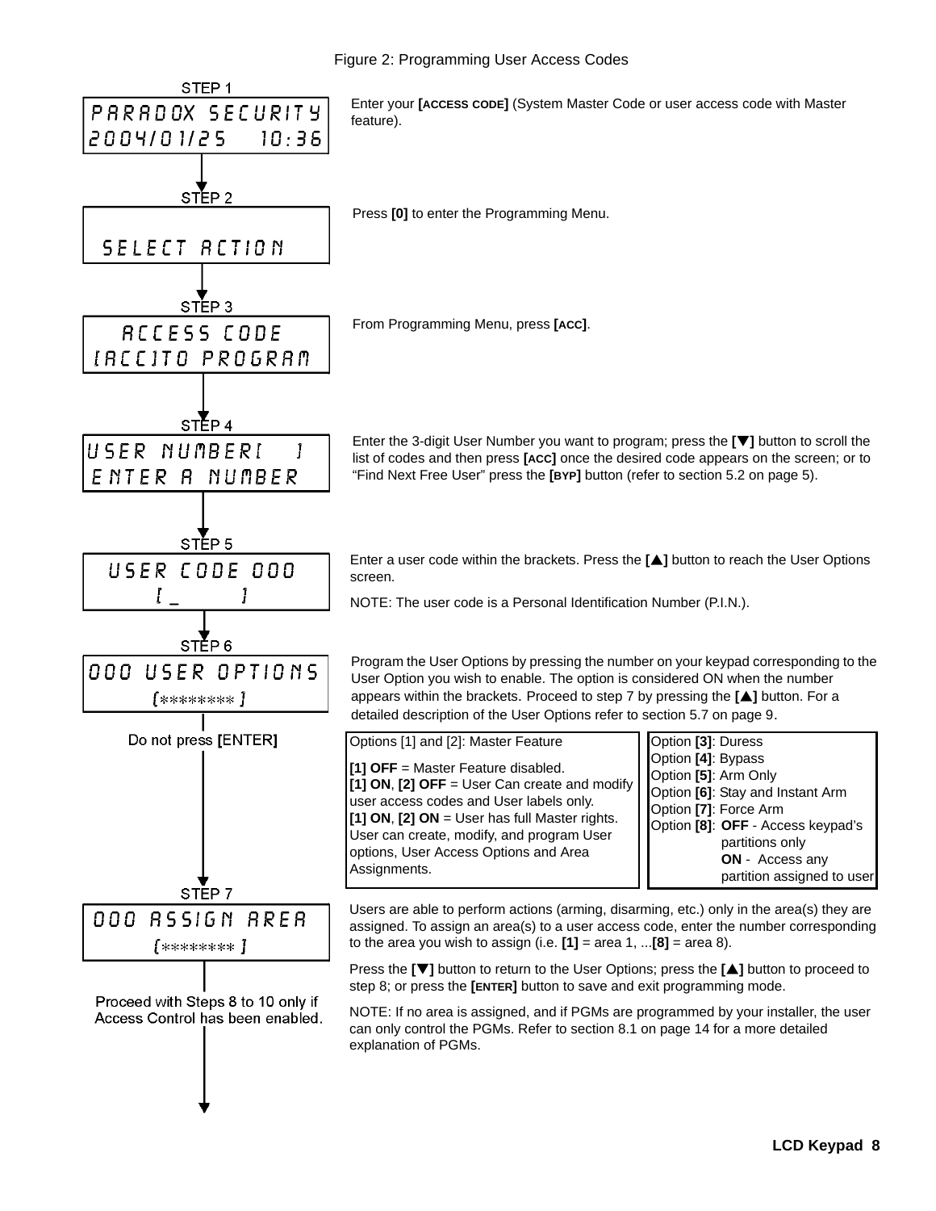Figure 2: Programming User Access Codes

**STEP 1**

```
PARADOX SECURITY
2004/01/25   10:36
```

Enter your **[ACCESS CODE]** (System Master Code or user access code with Master feature).

**STEP 2**

```
 SELECT ACTION
```

Press **[0]** to enter the Programming Menu.

**STEP 3**

```
  ACCESS CODE
[ACC]TO PROGRAM
```

From Programming Menu, press **[ACC]**.

**STEP 4**

```
USER NUMBER[   ]
ENTER A NUMBER
```

Enter the 3-digit User Number you want to program; press the **[▼]** button to scroll the list of codes and then press **[ACC]** once the desired code appears on the screen; or to “Find Next Free User” press the **[BYP]** button (refer to section 5.2 on page 5).

**STEP 5**

```
 USER CODE 000
   [_      ]
```

Enter a user code within the brackets. Press the **[▲]** button to reach the User Options screen.

NOTE: The user code is a Personal Identification Number (P.I.N.).

**STEP 6**

```
000 USER OPTIONS
   [********]
```

Program the User Options by pressing the number on your keypad corresponding to the User Option you wish to enable. The option is considered ON when the number appears within the brackets. Proceed to step 7 by pressing the **[▲]** button. For a detailed description of the User Options refer to section 5.7 on page 9.

Do not press **[ENTER]**

| Options [1] and [2]: Master Feature | Options [3] to [8] |
|---|---|
| **[1] OFF** = Master Feature disabled.<br>**[1] ON**, **[2] OFF** = User Can create and modify user access codes and User labels only.<br>**[1] ON**, **[2] ON** = User has full Master rights. User can create, modify, and program User options, User Access Options and Area Assignments. | Option **[3]**: Duress<br>Option **[4]**: Bypass<br>Option **[5]**: Arm Only<br>Option **[6]**: Stay and Instant Arm<br>Option **[7]**: Force Arm<br>Option **[8]**: **OFF** - Access keypad’s partitions only<br>**ON** - Access any partition assigned to user |

**STEP 7**

```
000 ASSIGN AREA
   [********]
```

Users are able to perform actions (arming, disarming, etc.) only in the area(s) they are assigned. To assign an area(s) to a user access code, enter the number corresponding to the area you wish to assign (i.e. **[1]** = area 1, ...**[8]** = area 8).

Press the **[▼]** button to return to the User Options; press the **[▲]** button to proceed to step 8; or press the **[ENTER]** button to save and exit programming mode.

NOTE: If no area is assigned, and if PGMs are programmed by your installer, the user can only control the PGMs. Refer to section 8.1 on page 14 for a more detailed explanation of PGMs.

Proceed with Steps 8 to 10 only if Access Control has been enabled.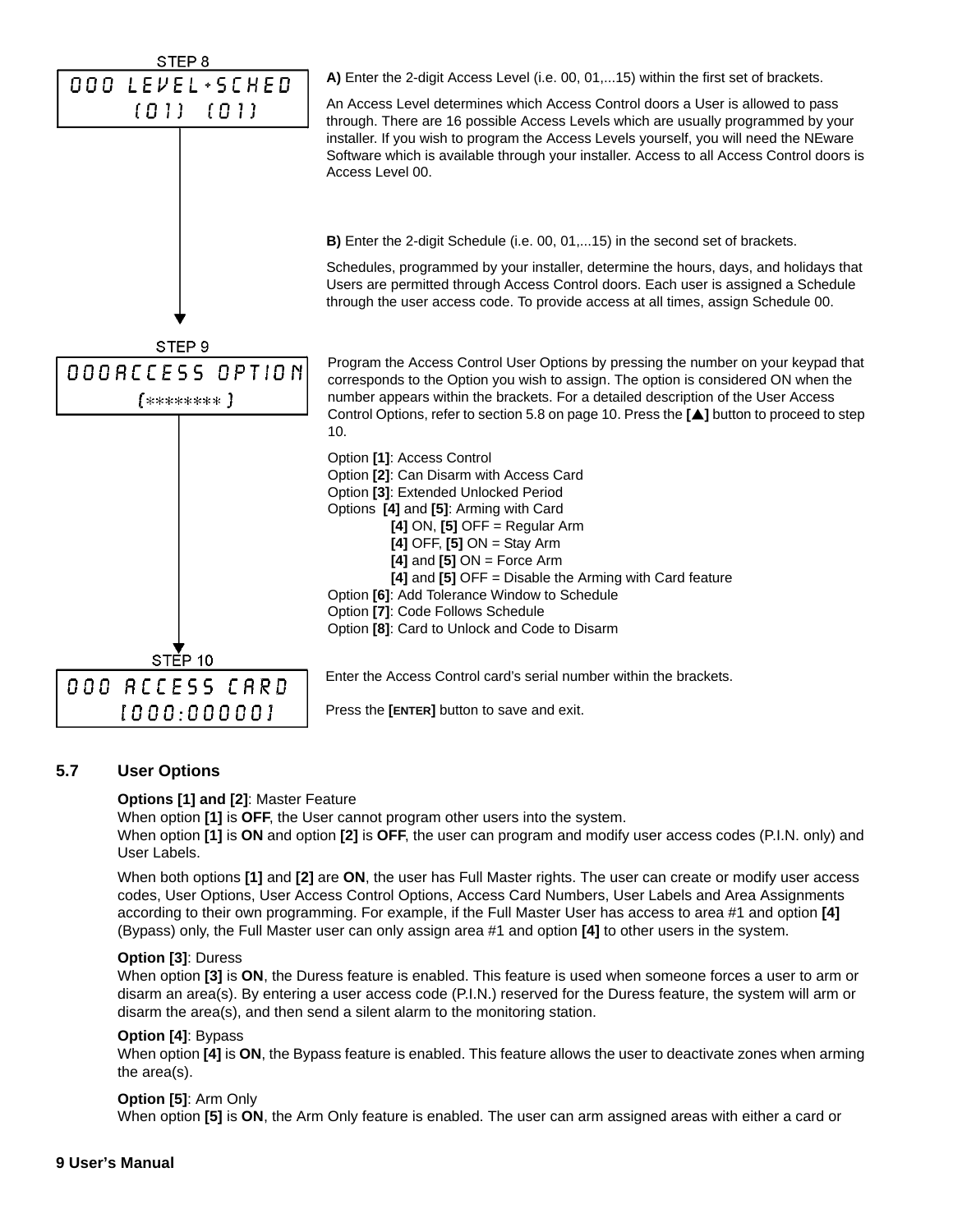**STEP 8**

```
000 LEVEL+SCHED
    [01]  [01]
```

**A)** Enter the 2-digit Access Level (i.e. 00, 01,...15) within the first set of brackets.

An Access Level determines which Access Control doors a User is allowed to pass through. There are 16 possible Access Levels which are usually programmed by your installer. If you wish to program the Access Levels yourself, you will need the NEware Software which is available through your installer. Access to all Access Control doors is Access Level 00.

**B)** Enter the 2-digit Schedule (i.e. 00, 01,...15) in the second set of brackets.

Schedules, programmed by your installer, determine the hours, days, and holidays that Users are permitted through Access Control doors. Each user is assigned a Schedule through the user access code. To provide access at all times, assign Schedule 00.

**STEP 9**

```
000ACCESS OPTION
   [********]
```

Program the Access Control User Options by pressing the number on your keypad that corresponds to the Option you wish to assign. The option is considered ON when the number appears within the brackets. For a detailed description of the User Access Control Options, refer to section 5.8 on page 10. Press the **[▲]** button to proceed to step 10.

Option **[1]**: Access Control
Option **[2]**: Can Disarm with Access Card
Option **[3]**: Extended Unlocked Period
Options **[4]** and **[5]**: Arming with Card
- **[4]** ON, **[5]** OFF = Regular Arm
- **[4]** OFF, **[5]** ON = Stay Arm
- **[4]** and **[5]** ON = Force Arm
- **[4]** and **[5]** OFF = Disable the Arming with Card feature

Option **[6]**: Add Tolerance Window to Schedule
Option **[7]**: Code Follows Schedule
Option **[8]**: Card to Unlock and Code to Disarm

**STEP 10**

```
000 ACCESS CARD
   [000:00000]
```

Enter the Access Control card's serial number within the brackets.

Press the **[ENTER]** button to save and exit.

## 5.7 User Options

**Options [1] and [2]**: Master Feature
When option **[1]** is **OFF**, the User cannot program other users into the system.
When option **[1]** is **ON** and option **[2]** is **OFF**, the user can program and modify user access codes (P.I.N. only) and User Labels.

When both options **[1]** and **[2]** are **ON**, the user has Full Master rights. The user can create or modify user access codes, User Options, User Access Control Options, Access Card Numbers, User Labels and Area Assignments according to their own programming. For example, if the Full Master User has access to area #1 and option **[4]** (Bypass) only, the Full Master user can only assign area #1 and option **[4]** to other users in the system.

**Option [3]**: Duress
When option **[3]** is **ON**, the Duress feature is enabled. This feature is used when someone forces a user to arm or disarm an area(s). By entering a user access code (P.I.N.) reserved for the Duress feature, the system will arm or disarm the area(s), and then send a silent alarm to the monitoring station.

**Option [4]**: Bypass
When option **[4]** is **ON**, the Bypass feature is enabled. This feature allows the user to deactivate zones when arming the area(s).

**Option [5]**: Arm Only
When option **[5]** is **ON**, the Arm Only feature is enabled. The user can arm assigned areas with either a card or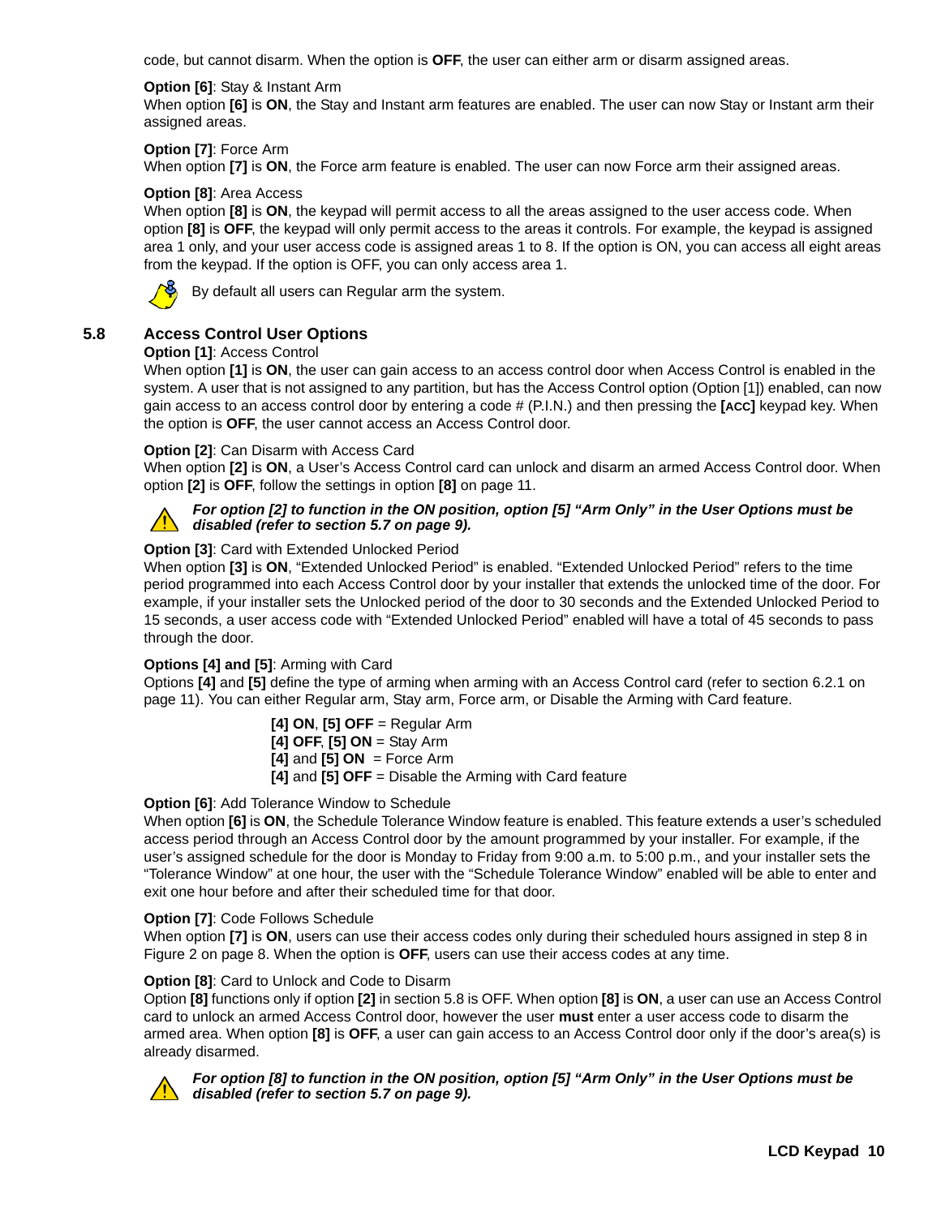code, but cannot disarm. When the option is **OFF**, the user can either arm or disarm assigned areas.

**Option [6]**: Stay & Instant Arm
When option **[6]** is **ON**, the Stay and Instant arm features are enabled. The user can now Stay or Instant arm their assigned areas.

**Option [7]**: Force Arm
When option **[7]** is **ON**, the Force arm feature is enabled. The user can now Force arm their assigned areas.

**Option [8]**: Area Access
When option **[8]** is **ON**, the keypad will permit access to all the areas assigned to the user access code. When option **[8]** is **OFF**, the keypad will only permit access to the areas it controls. For example, the keypad is assigned area 1 only, and your user access code is assigned areas 1 to 8. If the option is ON, you can access all eight areas from the keypad. If the option is OFF, you can only access area 1.

By default all users can Regular arm the system.

## 5.8 Access Control User Options

**Option [1]**: Access Control
When option **[1]** is **ON**, the user can gain access to an access control door when Access Control is enabled in the system. A user that is not assigned to any partition, but has the Access Control option (Option [1]) enabled, can now gain access to an access control door by entering a code # (P.I.N.) and then pressing the **[ACC]** keypad key. When the option is **OFF**, the user cannot access an Access Control door.

**Option [2]**: Can Disarm with Access Card
When option **[2]** is **ON**, a User's Access Control card can unlock and disarm an armed Access Control door. When option **[2]** is **OFF**, follow the settings in option **[8]** on page 11.

***For option [2] to function in the ON position, option [5] "Arm Only" in the User Options must be disabled (refer to section 5.7 on page 9).***

**Option [3]**: Card with Extended Unlocked Period
When option **[3]** is **ON**, "Extended Unlocked Period" is enabled. "Extended Unlocked Period" refers to the time period programmed into each Access Control door by your installer that extends the unlocked time of the door. For example, if your installer sets the Unlocked period of the door to 30 seconds and the Extended Unlocked Period to 15 seconds, a user access code with "Extended Unlocked Period" enabled will have a total of 45 seconds to pass through the door.

**Options [4] and [5]**: Arming with Card
Options **[4]** and **[5]** define the type of arming when arming with an Access Control card (refer to section 6.2.1 on page 11). You can either Regular arm, Stay arm, Force arm, or Disable the Arming with Card feature.

**[4] ON**, **[5] OFF** = Regular Arm
**[4] OFF**, **[5] ON** = Stay Arm
**[4]** and **[5] ON** = Force Arm
**[4]** and **[5] OFF** = Disable the Arming with Card feature

**Option [6]**: Add Tolerance Window to Schedule
When option **[6]** is **ON**, the Schedule Tolerance Window feature is enabled. This feature extends a user's scheduled access period through an Access Control door by the amount programmed by your installer. For example, if the user's assigned schedule for the door is Monday to Friday from 9:00 a.m. to 5:00 p.m., and your installer sets the "Tolerance Window" at one hour, the user with the "Schedule Tolerance Window" enabled will be able to enter and exit one hour before and after their scheduled time for that door.

**Option [7]**: Code Follows Schedule
When option **[7]** is **ON**, users can use their access codes only during their scheduled hours assigned in step 8 in Figure 2 on page 8. When the option is **OFF**, users can use their access codes at any time.

**Option [8]**: Card to Unlock and Code to Disarm
Option **[8]** functions only if option **[2]** in section 5.8 is OFF. When option **[8]** is **ON**, a user can use an Access Control card to unlock an armed Access Control door, however the user **must** enter a user access code to disarm the armed area. When option **[8]** is **OFF**, a user can gain access to an Access Control door only if the door's area(s) is already disarmed.

***For option [8] to function in the ON position, option [5] "Arm Only" in the User Options must be disabled (refer to section 5.7 on page 9).***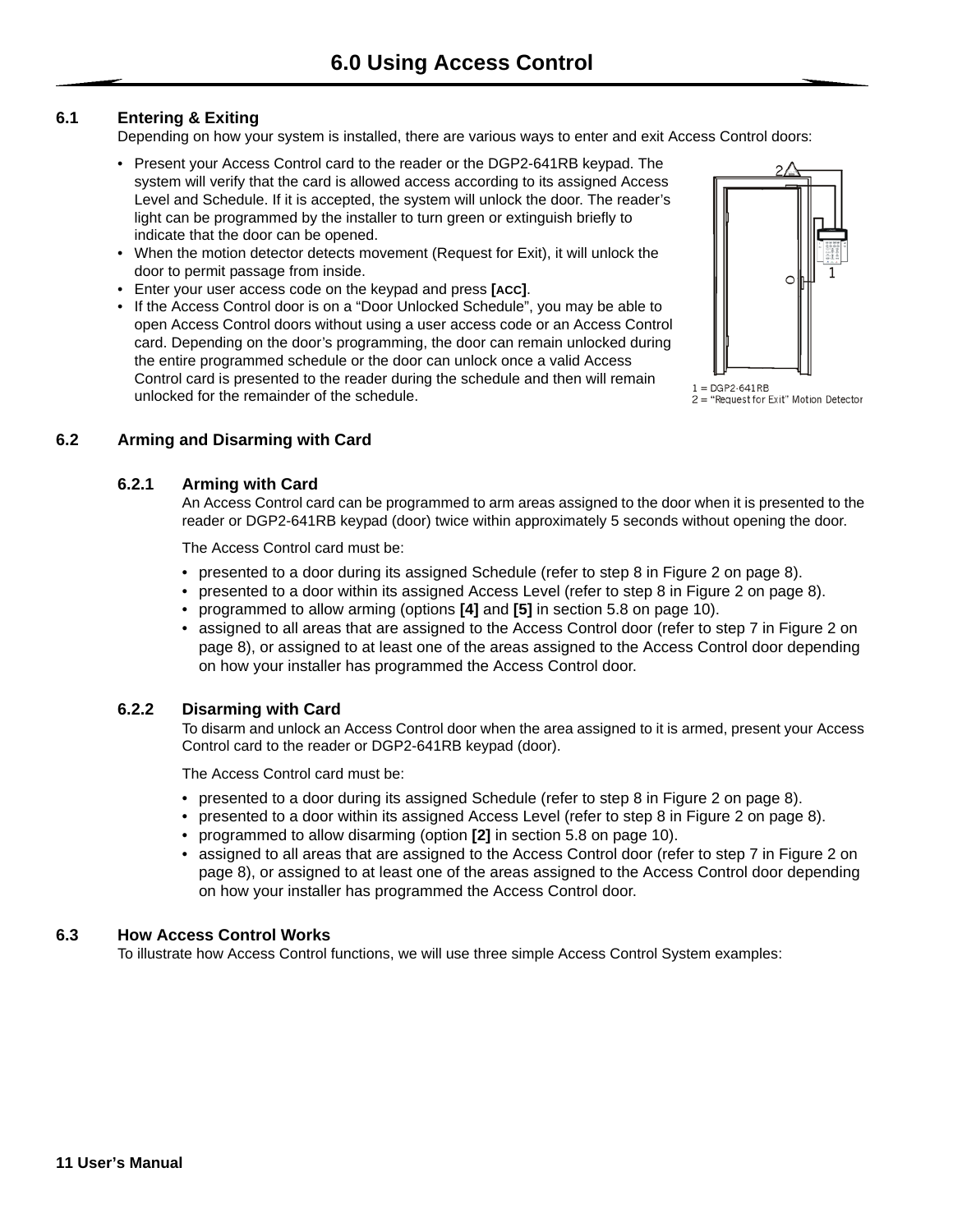# 6.0 Using Access Control

## 6.1 Entering & Exiting

Depending on how your system is installed, there are various ways to enter and exit Access Control doors:

- Present your Access Control card to the reader or the DGP2-641RB keypad. The system will verify that the card is allowed access according to its assigned Access Level and Schedule. If it is accepted, the system will unlock the door. The reader's light can be programmed by the installer to turn green or extinguish briefly to indicate that the door can be opened.
- When the motion detector detects movement (Request for Exit), it will unlock the door to permit passage from inside.
- Enter your user access code on the keypad and press **[ACC]**.
- If the Access Control door is on a "Door Unlocked Schedule", you may be able to open Access Control doors without using a user access code or an Access Control card. Depending on the door's programming, the door can remain unlocked during the entire programmed schedule or the door can unlock once a valid Access Control card is presented to the reader during the schedule and then will remain unlocked for the remainder of the schedule.

1 = DGP2-641RB
2 = "Request for Exit" Motion Detector

## 6.2 Arming and Disarming with Card

### 6.2.1 Arming with Card

An Access Control card can be programmed to arm areas assigned to the door when it is presented to the reader or DGP2-641RB keypad (door) twice within approximately 5 seconds without opening the door.

The Access Control card must be:

- presented to a door during its assigned Schedule (refer to step 8 in Figure 2 on page 8).
- presented to a door within its assigned Access Level (refer to step 8 in Figure 2 on page 8).
- programmed to allow arming (options **[4]** and **[5]** in section 5.8 on page 10).
- assigned to all areas that are assigned to the Access Control door (refer to step 7 in Figure 2 on page 8), or assigned to at least one of the areas assigned to the Access Control door depending on how your installer has programmed the Access Control door.

### 6.2.2 Disarming with Card

To disarm and unlock an Access Control door when the area assigned to it is armed, present your Access Control card to the reader or DGP2-641RB keypad (door).

The Access Control card must be:

- presented to a door during its assigned Schedule (refer to step 8 in Figure 2 on page 8).
- presented to a door within its assigned Access Level (refer to step 8 in Figure 2 on page 8).
- programmed to allow disarming (option **[2]** in section 5.8 on page 10).
- assigned to all areas that are assigned to the Access Control door (refer to step 7 in Figure 2 on page 8), or assigned to at least one of the areas assigned to the Access Control door depending on how your installer has programmed the Access Control door.

## 6.3 How Access Control Works

To illustrate how Access Control functions, we will use three simple Access Control System examples: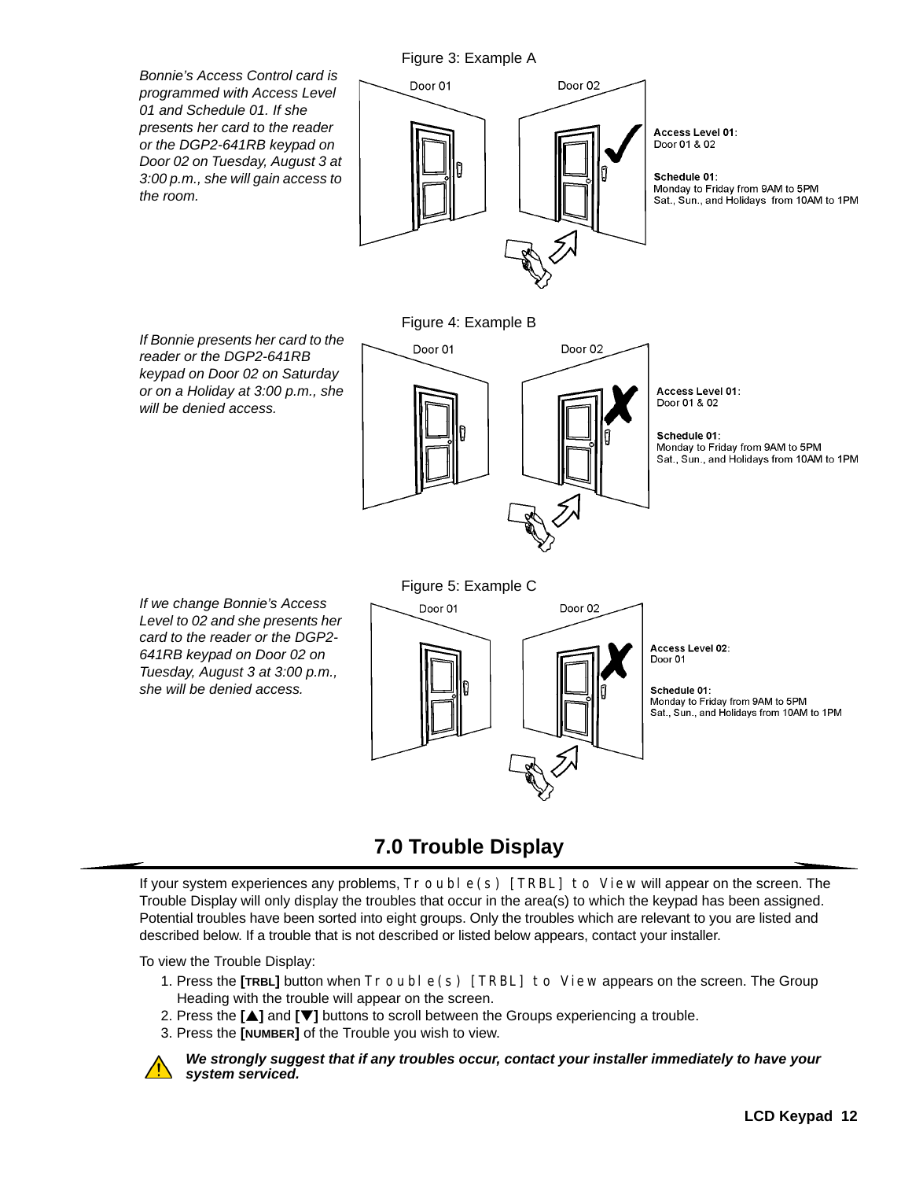Figure 3: Example A

*Bonnie's Access Control card is programmed with Access Level 01 and Schedule 01. If she presents her card to the reader or the DGP2-641RB keypad on Door 02 on Tuesday, August 3 at 3:00 p.m., she will gain access to the room.*

Door 01 Door 02

**Access Level 01**:
Door 01 & 02

**Schedule 01**:
Monday to Friday from 9AM to 5PM
Sat., Sun., and Holidays from 10AM to 1PM

Figure 4: Example B

*If Bonnie presents her card to the reader or the DGP2-641RB keypad on Door 02 on Saturday or on a Holiday at 3:00 p.m., she will be denied access.*

Door 01 Door 02

**Access Level 01**:
Door 01 & 02

**Schedule 01**:
Monday to Friday from 9AM to 5PM
Sat., Sun., and Holidays from 10AM to 1PM

Figure 5: Example C

*If we change Bonnie's Access Level to 02 and she presents her card to the reader or the DGP2-641RB keypad on Door 02 on Tuesday, August 3 at 3:00 p.m., she will be denied access.*

Door 01 Door 02

**Access Level 02**:
Door 01

**Schedule 01**:
Monday to Friday from 9AM to 5PM
Sat., Sun., and Holidays from 10AM to 1PM

## 7.0 Trouble Display

If your system experiences any problems, `Trouble(s) [TRBL] to View` will appear on the screen. The Trouble Display will only display the troubles that occur in the area(s) to which the keypad has been assigned. Potential troubles have been sorted into eight groups. Only the troubles which are relevant to you are listed and described below. If a trouble that is not described or listed below appears, contact your installer.

To view the Trouble Display:

1. Press the **[TRBL]** button when `Trouble(s) [TRBL] to View` appears on the screen. The Group Heading with the trouble will appear on the screen.
2. Press the **[▲]** and **[▼]** buttons to scroll between the Groups experiencing a trouble.
3. Press the **[NUMBER]** of the Trouble you wish to view.

***We strongly suggest that if any troubles occur, contact your installer immediately to have your system serviced.***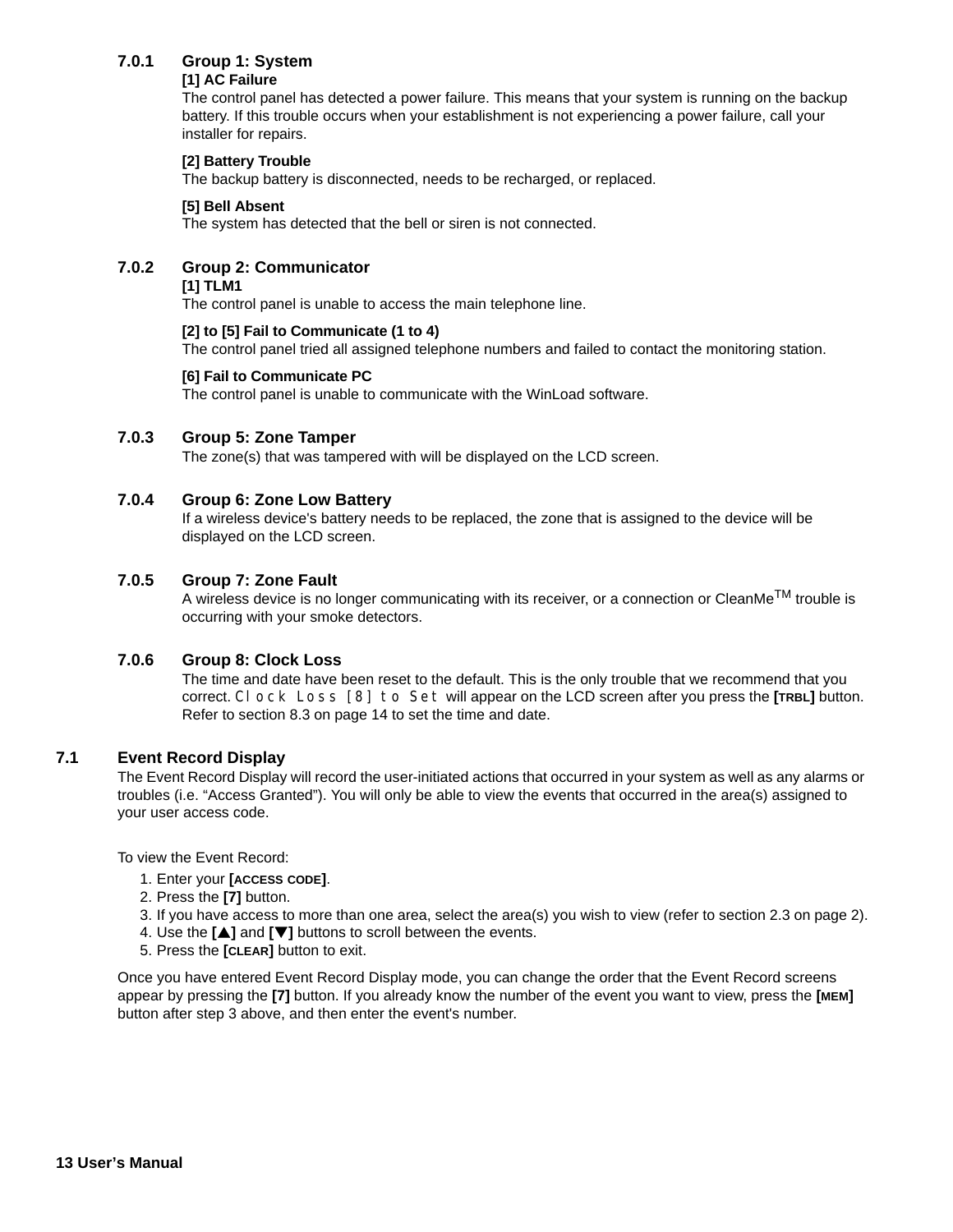### 7.0.1 Group 1: System

**[1] AC Failure**
The control panel has detected a power failure. This means that your system is running on the backup battery. If this trouble occurs when your establishment is not experiencing a power failure, call your installer for repairs.

**[2] Battery Trouble**
The backup battery is disconnected, needs to be recharged, or replaced.

**[5] Bell Absent**
The system has detected that the bell or siren is not connected.

### 7.0.2 Group 2: Communicator

**[1] TLM1**
The control panel is unable to access the main telephone line.

**[2] to [5] Fail to Communicate (1 to 4)**
The control panel tried all assigned telephone numbers and failed to contact the monitoring station.

**[6] Fail to Communicate PC**
The control panel is unable to communicate with the WinLoad software.

### 7.0.3 Group 5: Zone Tamper

The zone(s) that was tampered with will be displayed on the LCD screen.

### 7.0.4 Group 6: Zone Low Battery

If a wireless device's battery needs to be replaced, the zone that is assigned to the device will be displayed on the LCD screen.

### 7.0.5 Group 7: Zone Fault

A wireless device is no longer communicating with its receiver, or a connection or CleanMe™ trouble is occurring with your smoke detectors.

### 7.0.6 Group 8: Clock Loss

The time and date have been reset to the default. This is the only trouble that we recommend that you correct. `Clock Loss [8] to Set` will appear on the LCD screen after you press the **[TRBL]** button. Refer to section 8.3 on page 14 to set the time and date.

## 7.1 Event Record Display

The Event Record Display will record the user-initiated actions that occurred in your system as well as any alarms or troubles (i.e. "Access Granted"). You will only be able to view the events that occurred in the area(s) assigned to your user access code.

To view the Event Record:

1. Enter your **[ACCESS CODE]**.
2. Press the **[7]** button.
3. If you have access to more than one area, select the area(s) you wish to view (refer to section 2.3 on page 2).
4. Use the **[▲]** and **[▼]** buttons to scroll between the events.
5. Press the **[CLEAR]** button to exit.

Once you have entered Event Record Display mode, you can change the order that the Event Record screens appear by pressing the **[7]** button. If you already know the number of the event you want to view, press the **[MEM]** button after step 3 above, and then enter the event's number.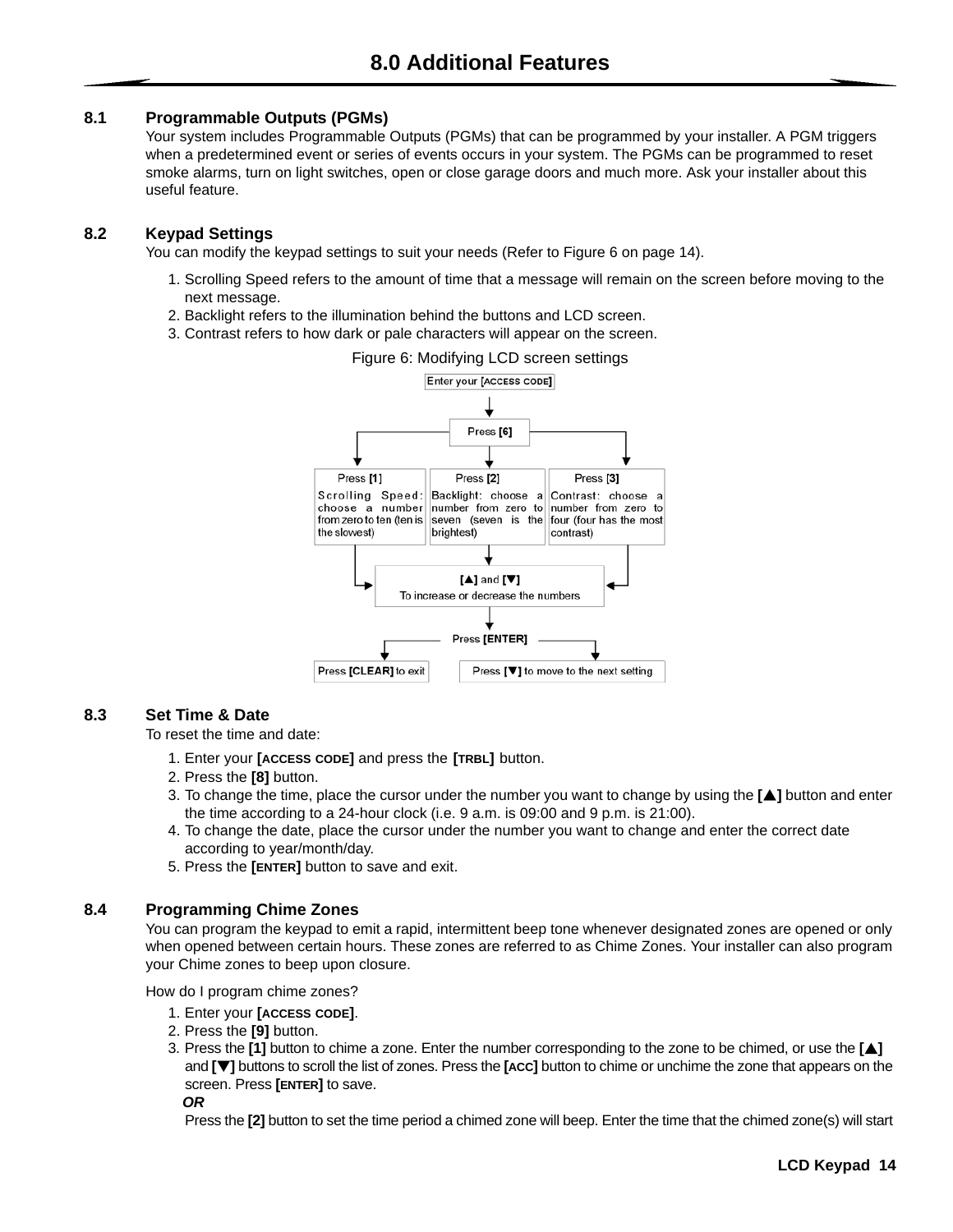# 8.0 Additional Features

## 8.1 Programmable Outputs (PGMs)

Your system includes Programmable Outputs (PGMs) that can be programmed by your installer. A PGM triggers when a predetermined event or series of events occurs in your system. The PGMs can be programmed to reset smoke alarms, turn on light switches, open or close garage doors and much more. Ask your installer about this useful feature.

## 8.2 Keypad Settings

You can modify the keypad settings to suit your needs (Refer to Figure 6 on page 14).

1. Scrolling Speed refers to the amount of time that a message will remain on the screen before moving to the next message.
2. Backlight refers to the illumination behind the buttons and LCD screen.
3. Contrast refers to how dark or pale characters will appear on the screen.

Figure 6: Modifying LCD screen settings

Enter your [ACCESS CODE]

Press [6]

Press [1]
Scrolling Speed: choose a number from zero to ten (ten is the slowest)

Press [2]
Backlight: choose a number from zero to seven (seven is the brightest)

Press [3]
Contrast: choose a number from zero to four (four has the most contrast)

[▲] and [▼]
To increase or decrease the numbers

Press [ENTER]

Press [CLEAR] to exit

Press [▼] to move to the next setting

## 8.3 Set Time & Date

To reset the time and date:

1. Enter your **[ACCESS CODE]** and press the **[TRBL]** button.
2. Press the **[8]** button.
3. To change the time, place the cursor under the number you want to change by using the **[▲]** button and enter the time according to a 24-hour clock (i.e. 9 a.m. is 09:00 and 9 p.m. is 21:00).
4. To change the date, place the cursor under the number you want to change and enter the correct date according to year/month/day.
5. Press the **[ENTER]** button to save and exit.

## 8.4 Programming Chime Zones

You can program the keypad to emit a rapid, intermittent beep tone whenever designated zones are opened or only when opened between certain hours. These zones are referred to as Chime Zones. Your installer can also program your Chime zones to beep upon closure.

How do I program chime zones?

1. Enter your **[ACCESS CODE]**.
2. Press the **[9]** button.
3. Press the **[1]** button to chime a zone. Enter the number corresponding to the zone to be chimed, or use the **[▲]** and **[▼]** buttons to scroll the list of zones. Press the **[ACC]** button to chime or unchime the zone that appears on the screen. Press **[ENTER]** to save.

   ***OR***

   Press the **[2]** button to set the time period a chimed zone will beep. Enter the time that the chimed zone(s) will start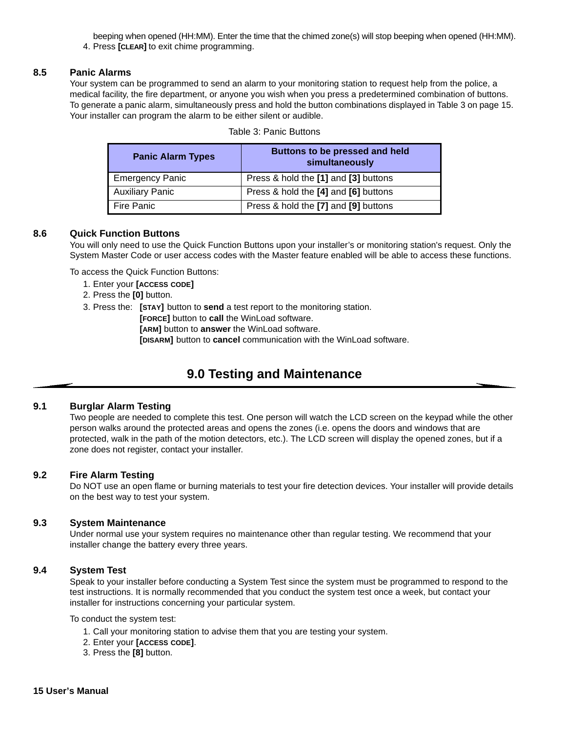beeping when opened (HH:MM). Enter the time that the chimed zone(s) will stop beeping when opened (HH:MM).

4. Press **[CLEAR]** to exit chime programming.

### 8.5 Panic Alarms

Your system can be programmed to send an alarm to your monitoring station to request help from the police, a medical facility, the fire department, or anyone you wish when you press a predetermined combination of buttons. To generate a panic alarm, simultaneously press and hold the button combinations displayed in Table 3 on page 15. Your installer can program the alarm to be either silent or audible.

Table 3: Panic Buttons

| Panic Alarm Types | Buttons to be pressed and held simultaneously |
|---|---|
| Emergency Panic | Press & hold the **[1]** and **[3]** buttons |
| Auxiliary Panic | Press & hold the **[4]** and **[6]** buttons |
| Fire Panic | Press & hold the **[7]** and **[9]** buttons |

### 8.6 Quick Function Buttons

You will only need to use the Quick Function Buttons upon your installer's or monitoring station's request. Only the System Master Code or user access codes with the Master feature enabled will be able to access these functions.

To access the Quick Function Buttons:

1. Enter your **[ACCESS CODE]**
2. Press the **[0]** button.
3. Press the: **[STAY]** button to **send** a test report to the monitoring station.
   **[FORCE]** button to **call** the WinLoad software.
   **[ARM]** button to **answer** the WinLoad software.
   **[DISARM]** button to **cancel** communication with the WinLoad software.

## 9.0 Testing and Maintenance

### 9.1 Burglar Alarm Testing

Two people are needed to complete this test. One person will watch the LCD screen on the keypad while the other person walks around the protected areas and opens the zones (i.e. opens the doors and windows that are protected, walk in the path of the motion detectors, etc.). The LCD screen will display the opened zones, but if a zone does not register, contact your installer.

### 9.2 Fire Alarm Testing

Do NOT use an open flame or burning materials to test your fire detection devices. Your installer will provide details on the best way to test your system.

### 9.3 System Maintenance

Under normal use your system requires no maintenance other than regular testing. We recommend that your installer change the battery every three years.

### 9.4 System Test

Speak to your installer before conducting a System Test since the system must be programmed to respond to the test instructions. It is normally recommended that you conduct the system test once a week, but contact your installer for instructions concerning your particular system.

To conduct the system test:

1. Call your monitoring station to advise them that you are testing your system.
2. Enter your **[ACCESS CODE]**.
3. Press the **[8]** button.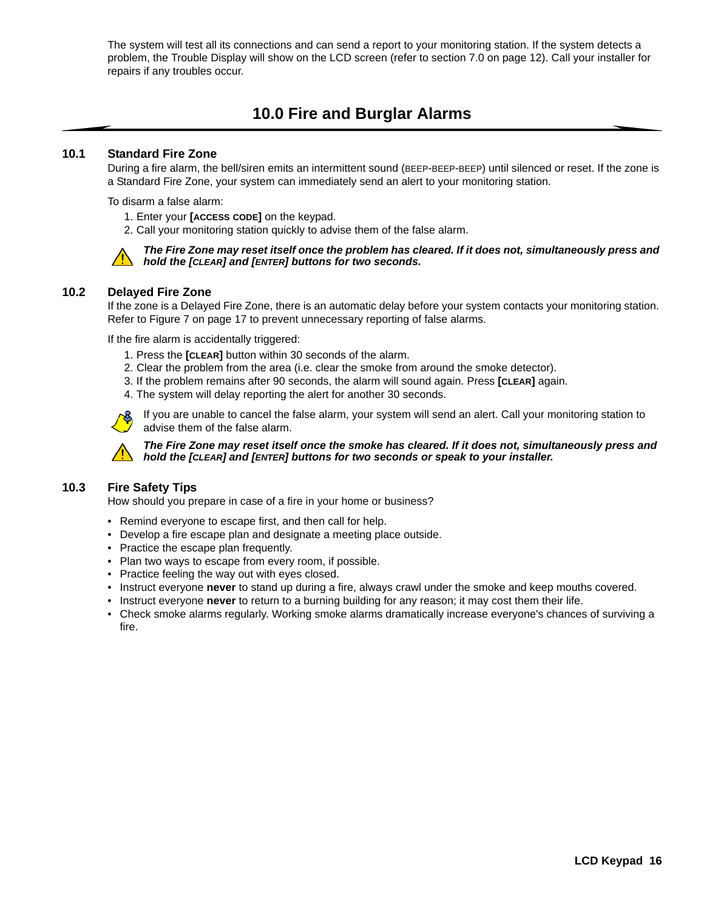The system will test all its connections and can send a report to your monitoring station. If the system detects a problem, the Trouble Display will show on the LCD screen (refer to section 7.0 on page 12). Call your installer for repairs if any troubles occur.

# 10.0 Fire and Burglar Alarms

## 10.1 Standard Fire Zone

During a fire alarm, the bell/siren emits an intermittent sound (BEEP-BEEP-BEEP) until silenced or reset. If the zone is a Standard Fire Zone, your system can immediately send an alert to your monitoring station.

To disarm a false alarm:

1. Enter your **[ACCESS CODE]** on the keypad.
2. Call your monitoring station quickly to advise them of the false alarm.

***The Fire Zone may reset itself once the problem has cleared. If it does not, simultaneously press and hold the [CLEAR] and [ENTER] buttons for two seconds.***

## 10.2 Delayed Fire Zone

If the zone is a Delayed Fire Zone, there is an automatic delay before your system contacts your monitoring station. Refer to Figure 7 on page 17 to prevent unnecessary reporting of false alarms.

If the fire alarm is accidentally triggered:

1. Press the **[CLEAR]** button within 30 seconds of the alarm.
2. Clear the problem from the area (i.e. clear the smoke from around the smoke detector).
3. If the problem remains after 90 seconds, the alarm will sound again. Press **[CLEAR]** again.
4. The system will delay reporting the alert for another 30 seconds.

If you are unable to cancel the false alarm, your system will send an alert. Call your monitoring station to advise them of the false alarm.

***The Fire Zone may reset itself once the smoke has cleared. If it does not, simultaneously press and hold the [CLEAR] and [ENTER] buttons for two seconds or speak to your installer.***

## 10.3 Fire Safety Tips

How should you prepare in case of a fire in your home or business?

- Remind everyone to escape first, and then call for help.
- Develop a fire escape plan and designate a meeting place outside.
- Practice the escape plan frequently.
- Plan two ways to escape from every room, if possible.
- Practice feeling the way out with eyes closed.
- Instruct everyone **never** to stand up during a fire, always crawl under the smoke and keep mouths covered.
- Instruct everyone **never** to return to a burning building for any reason; it may cost them their life.
- Check smoke alarms regularly. Working smoke alarms dramatically increase everyone's chances of surviving a fire.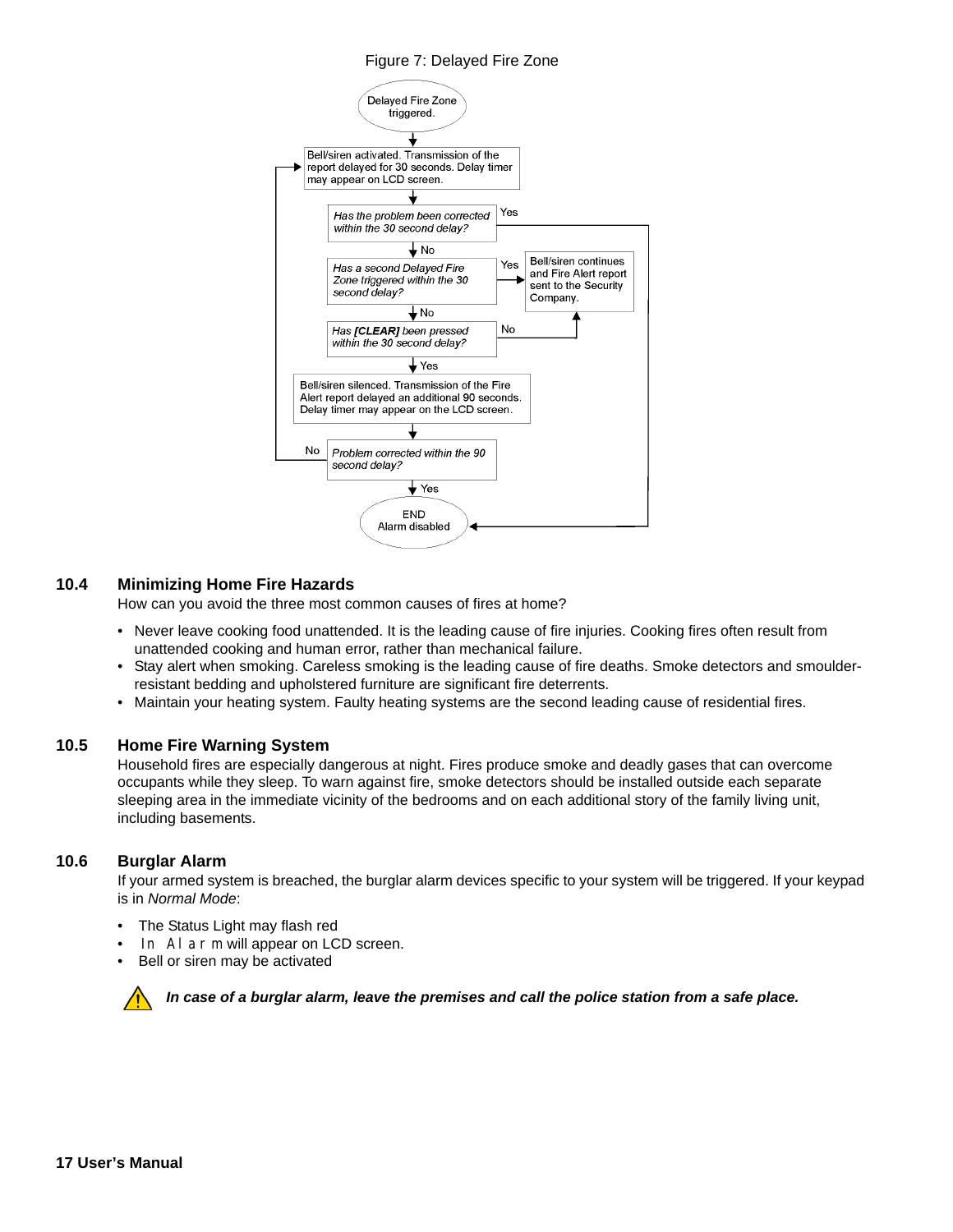Figure 7: Delayed Fire Zone

Delayed Fire Zone triggered.

Bell/siren activated. Transmission of the report delayed for 30 seconds. Delay timer may appear on LCD screen.

*Has the problem been corrected within the 30 second delay?* — Yes → END Alarm disabled; No ↓

*Has a second Delayed Fire Zone triggered within the 30 second delay?* — Yes → Bell/siren continues and Fire Alert report sent to the Security Company.; No ↓

*Has **[CLEAR]** been pressed within the 30 second delay?* — No → Bell/siren continues and Fire Alert report sent to the Security Company.; Yes ↓

Bell/siren silenced. Transmission of the Fire Alert report delayed an additional 90 seconds. Delay timer may appear on the LCD screen.

*Problem corrected within the 90 second delay?* — No → Bell/siren activated (return to start); Yes ↓

END Alarm disabled

## 10.4 Minimizing Home Fire Hazards

How can you avoid the three most common causes of fires at home?

- Never leave cooking food unattended. It is the leading cause of fire injuries. Cooking fires often result from unattended cooking and human error, rather than mechanical failure.
- Stay alert when smoking. Careless smoking is the leading cause of fire deaths. Smoke detectors and smoulder-resistant bedding and upholstered furniture are significant fire deterrents.
- Maintain your heating system. Faulty heating systems are the second leading cause of residential fires.

## 10.5 Home Fire Warning System

Household fires are especially dangerous at night. Fires produce smoke and deadly gases that can overcome occupants while they sleep. To warn against fire, smoke detectors should be installed outside each separate sleeping area in the immediate vicinity of the bedrooms and on each additional story of the family living unit, including basements.

## 10.6 Burglar Alarm

If your armed system is breached, the burglar alarm devices specific to your system will be triggered. If your keypad is in *Normal Mode*:

- The Status Light may flash red
- `In Alarm` will appear on LCD screen.
- Bell or siren may be activated

***In case of a burglar alarm, leave the premises and call the police station from a safe place.***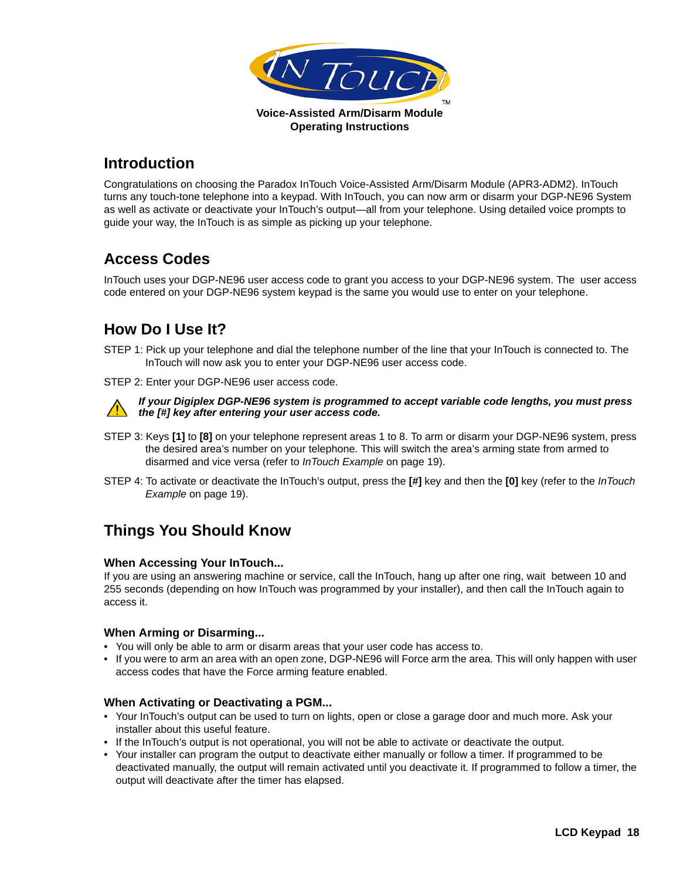IN TOUCH™

**Voice-Assisted Arm/Disarm Module**
**Operating Instructions**

## Introduction

Congratulations on choosing the Paradox InTouch Voice-Assisted Arm/Disarm Module (APR3-ADM2). InTouch turns any touch-tone telephone into a keypad. With InTouch, you can now arm or disarm your DGP-NE96 System as well as activate or deactivate your InTouch's output—all from your telephone. Using detailed voice prompts to guide your way, the InTouch is as simple as picking up your telephone.

## Access Codes

InTouch uses your DGP-NE96 user access code to grant you access to your DGP-NE96 system. The user access code entered on your DGP-NE96 system keypad is the same you would use to enter on your telephone.

## How Do I Use It?

STEP 1: Pick up your telephone and dial the telephone number of the line that your InTouch is connected to. The InTouch will now ask you to enter your DGP-NE96 user access code.

STEP 2: Enter your DGP-NE96 user access code.

⚠ ***If your Digiplex DGP-NE96 system is programmed to accept variable code lengths, you must press the [#] key after entering your user access code.***

STEP 3: Keys **[1]** to **[8]** on your telephone represent areas 1 to 8. To arm or disarm your DGP-NE96 system, press the desired area's number on your telephone. This will switch the area's arming state from armed to disarmed and vice versa (refer to *InTouch Example* on page 19).

STEP 4: To activate or deactivate the InTouch's output, press the **[#]** key and then the **[0]** key (refer to the *InTouch Example* on page 19).

## Things You Should Know

### When Accessing Your InTouch...

If you are using an answering machine or service, call the InTouch, hang up after one ring, wait between 10 and 255 seconds (depending on how InTouch was programmed by your installer), and then call the InTouch again to access it.

### When Arming or Disarming...

- You will only be able to arm or disarm areas that your user code has access to.
- If you were to arm an area with an open zone, DGP-NE96 will Force arm the area. This will only happen with user access codes that have the Force arming feature enabled.

### When Activating or Deactivating a PGM...

- Your InTouch's output can be used to turn on lights, open or close a garage door and much more. Ask your installer about this useful feature.
- If the InTouch's output is not operational, you will not be able to activate or deactivate the output.
- Your installer can program the output to deactivate either manually or follow a timer. If programmed to be deactivated manually, the output will remain activated until you deactivate it. If programmed to follow a timer, the output will deactivate after the timer has elapsed.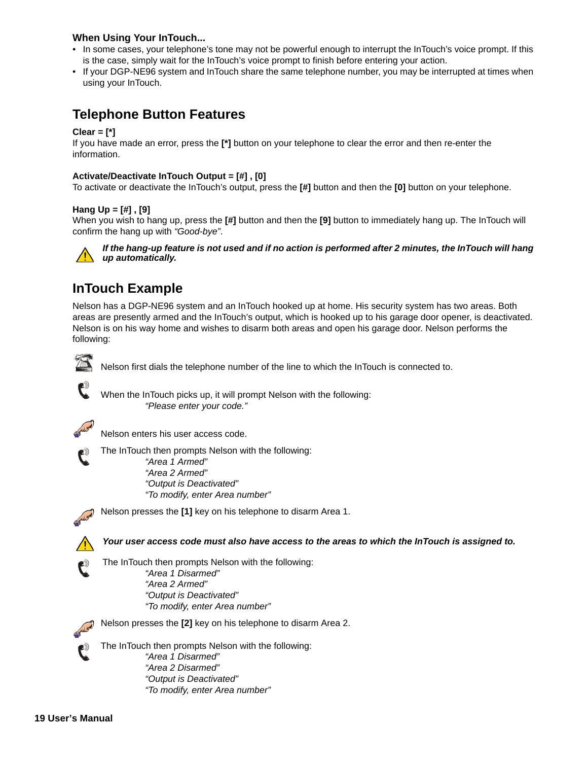### When Using Your InTouch...

- In some cases, your telephone's tone may not be powerful enough to interrupt the InTouch's voice prompt. If this is the case, simply wait for the InTouch's voice prompt to finish before entering your action.
- If your DGP-NE96 system and InTouch share the same telephone number, you may be interrupted at times when using your InTouch.

## Telephone Button Features

**Clear = [*]**

If you have made an error, press the **[*]** button on your telephone to clear the error and then re-enter the information.

**Activate/Deactivate InTouch Output = [#] , [0]**

To activate or deactivate the InTouch's output, press the **[#]** button and then the **[0]** button on your telephone.

**Hang Up = [#] , [9]**

When you wish to hang up, press the **[#]** button and then the **[9]** button to immediately hang up. The InTouch will confirm the hang up with *"Good-bye"*.

***If the hang-up feature is not used and if no action is performed after 2 minutes, the InTouch will hang up automatically.***

## InTouch Example

Nelson has a DGP-NE96 system and an InTouch hooked up at home. His security system has two areas. Both areas are presently armed and the InTouch's output, which is hooked up to his garage door opener, is deactivated. Nelson is on his way home and wishes to disarm both areas and open his garage door. Nelson performs the following:

Nelson first dials the telephone number of the line to which the InTouch is connected to.

When the InTouch picks up, it will prompt Nelson with the following:

*"Please enter your code."*

Nelson enters his user access code.

The InTouch then prompts Nelson with the following:

*"Area 1 Armed"*
*"Area 2 Armed"*
*"Output is Deactivated"*
*"To modify, enter Area number"*

Nelson presses the **[1]** key on his telephone to disarm Area 1.

***Your user access code must also have access to the areas to which the InTouch is assigned to.***

The InTouch then prompts Nelson with the following:

*"Area 1 Disarmed"*
*"Area 2 Armed"*
*"Output is Deactivated"*
*"To modify, enter Area number"*

Nelson presses the **[2]** key on his telephone to disarm Area 2.

The InTouch then prompts Nelson with the following:

*"Area 1 Disarmed"*
*"Area 2 Disarmed"*
*"Output is Deactivated"*
*"To modify, enter Area number"*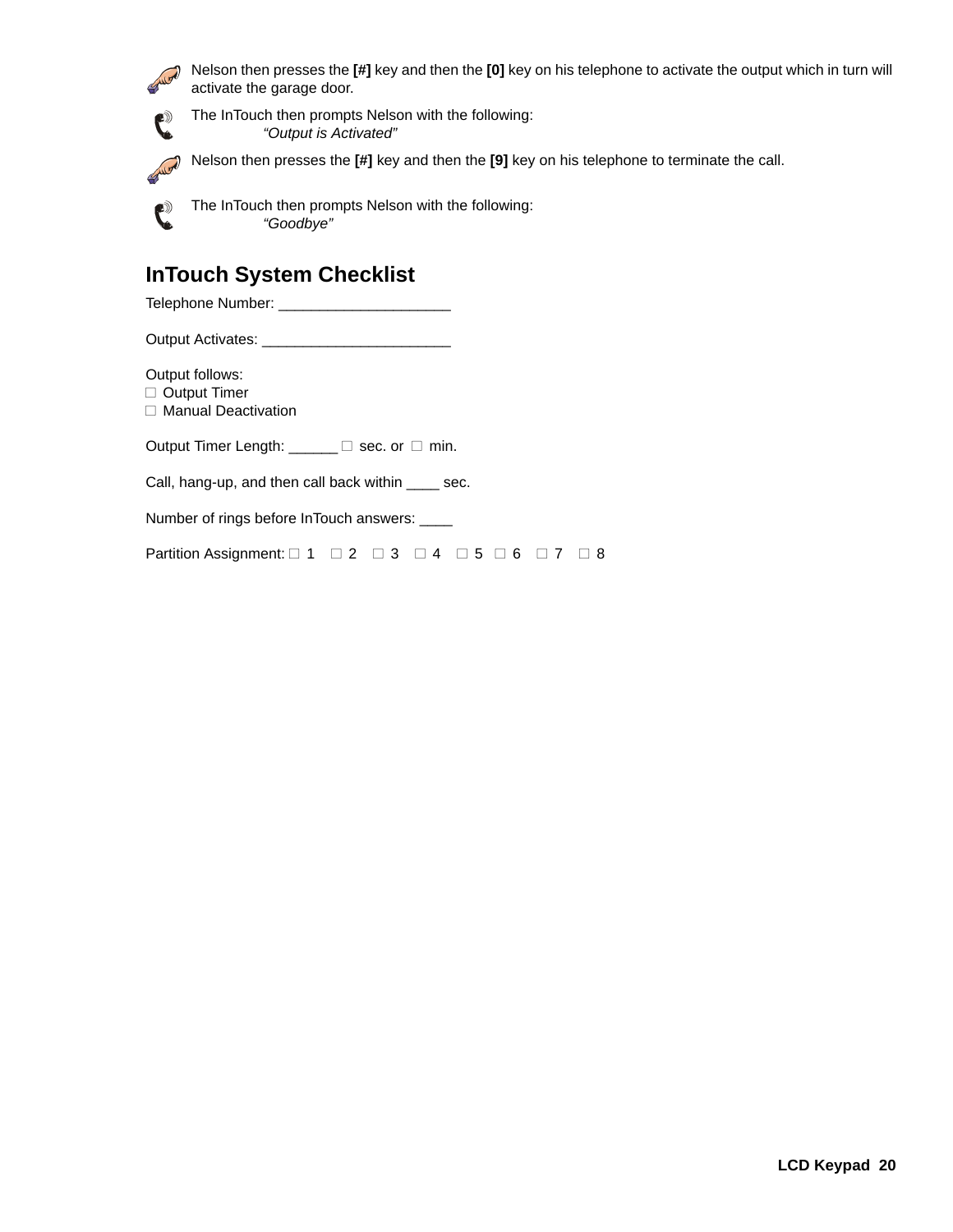Nelson then presses the **[#]** key and then the **[0]** key on his telephone to activate the output which in turn will activate the garage door.

The InTouch then prompts Nelson with the following:
*"Output is Activated"*

Nelson then presses the **[#]** key and then the **[9]** key on his telephone to terminate the call.

The InTouch then prompts Nelson with the following:
*"Goodbye"*

## InTouch System Checklist

Telephone Number: ____________________

Output Activates: ______________________

Output follows:
☐ Output Timer
☐ Manual Deactivation

Output Timer Length: ______ ☐ sec. or ☐ min.

Call, hang-up, and then call back within ____ sec.

Number of rings before InTouch answers: ____

Partition Assignment: ☐ 1 ☐ 2 ☐ 3 ☐ 4 ☐ 5 ☐ 6 ☐ 7 ☐ 8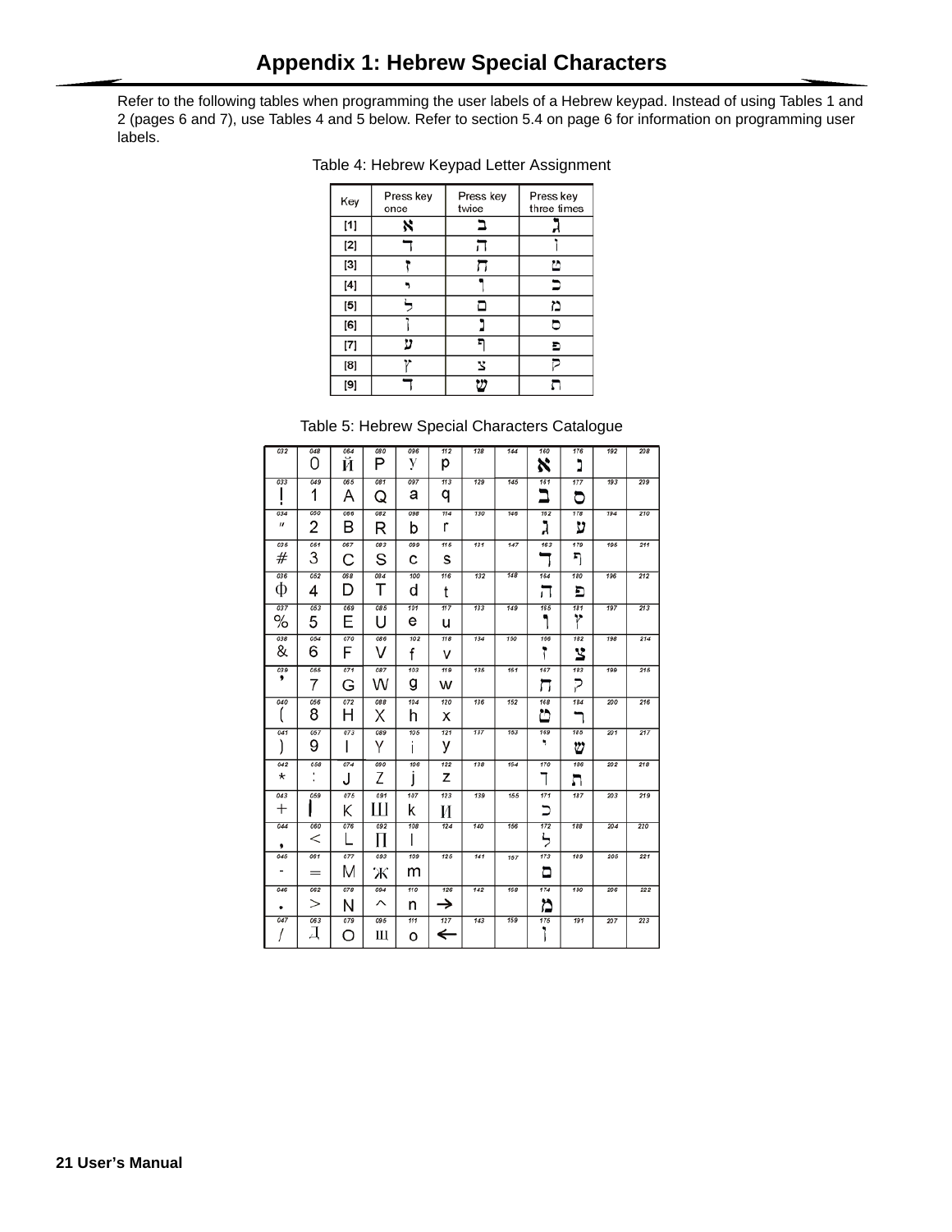# Appendix 1: Hebrew Special Characters

Refer to the following tables when programming the user labels of a Hebrew keypad. Instead of using Tables 1 and 2 (pages 6 and 7), use Tables 4 and 5 below. Refer to section 5.4 on page 6 for information on programming user labels.

Table 4: Hebrew Keypad Letter Assignment

| Key | Press key once | Press key twice | Press key three times |
|---|---|---|---|
| [1] | א | ב | ג |
| [2] | ד | ה | ו |
| [3] | ז | ח | ט |
| [4] | י | ך | כ |
| [5] | ל | ם | מ |
| [6] | ן | נ | ס |
| [7] | ע | ף | פ |
| [8] | ץ | צ | ק |
| [9] | ר | ש | ת |

Table 5: Hebrew Special Characters Catalogue

| | | | | | | | | | | | |
|---|---|---|---|---|---|---|---|---|---|---|---|
| 032 | 048 0 | 064 Й | 080 P | 096 У | 112 p | 128 | 144 | 160 א | 176 נ | 192 | 208 |
| 033 ! | 049 1 | 065 A | 081 Q | 097 a | 113 q | 129 | 145 | 161 ב | 177 ס | 193 | 209 |
| 034 " | 050 2 | 066 B | 082 R | 098 b | 114 r | 130 | 146 | 162 ג | 178 ע | 194 | 210 |
| 035 # | 051 3 | 067 C | 083 S | 099 c | 115 s | 131 | 147 | 163 ד | 179 ף | 195 | 211 |
| 036 Φ | 052 4 | 068 D | 084 T | 100 d | 116 t | 132 | 148 | 164 ה | 180 פ | 196 | 212 |
| 037 % | 053 5 | 069 E | 085 U | 101 e | 117 u | 133 | 149 | 165 ו | 181 ץ | 197 | 213 |
| 038 & | 054 6 | 070 F | 086 V | 102 f | 118 v | 134 | 150 | 166 ז | 182 צ | 198 | 214 |
| 039 ’ | 055 7 | 071 G | 087 W | 103 g | 119 w | 135 | 151 | 167 ח | 183 ק | 199 | 215 |
| 040 ( | 056 8 | 072 H | 088 X | 104 h | 120 x | 136 | 152 | 168 ט | 184 ר | 200 | 216 |
| 041 ) | 057 9 | 073 I | 089 Y | 105 i | 121 y | 137 | 153 | 169 י | 185 ש | 201 | 217 |
| 042 * | 058 : | 074 J | 090 Z | 106 j | 122 z | 138 | 154 | 170 ך | 186 ת | 202 | 218 |
| 043 + | 059 \| | 075 K | 091 Ш | 107 k | 123 И | 139 | 155 | 171 כ | 187 | 203 | 219 |
| 044 , | 060 < | 076 L | 092 П | 108 l | 124 | 140 | 156 | 172 ל | 188 | 204 | 220 |
| 045 - | 061 = | 077 M | 093 Ж | 109 m | 125 | 141 | 157 | 173 ם | 189 | 205 | 221 |
| 046 • | 062 > | 078 N | 094 ^ | 110 n | 126 → | 142 | 158 | 174 מ | 190 | 206 | 222 |
| 047 / | 063 Д | 079 O | 095 Щ | 111 o | 127 ← | 143 | 159 | 175 ן | 191 | 207 | 223 |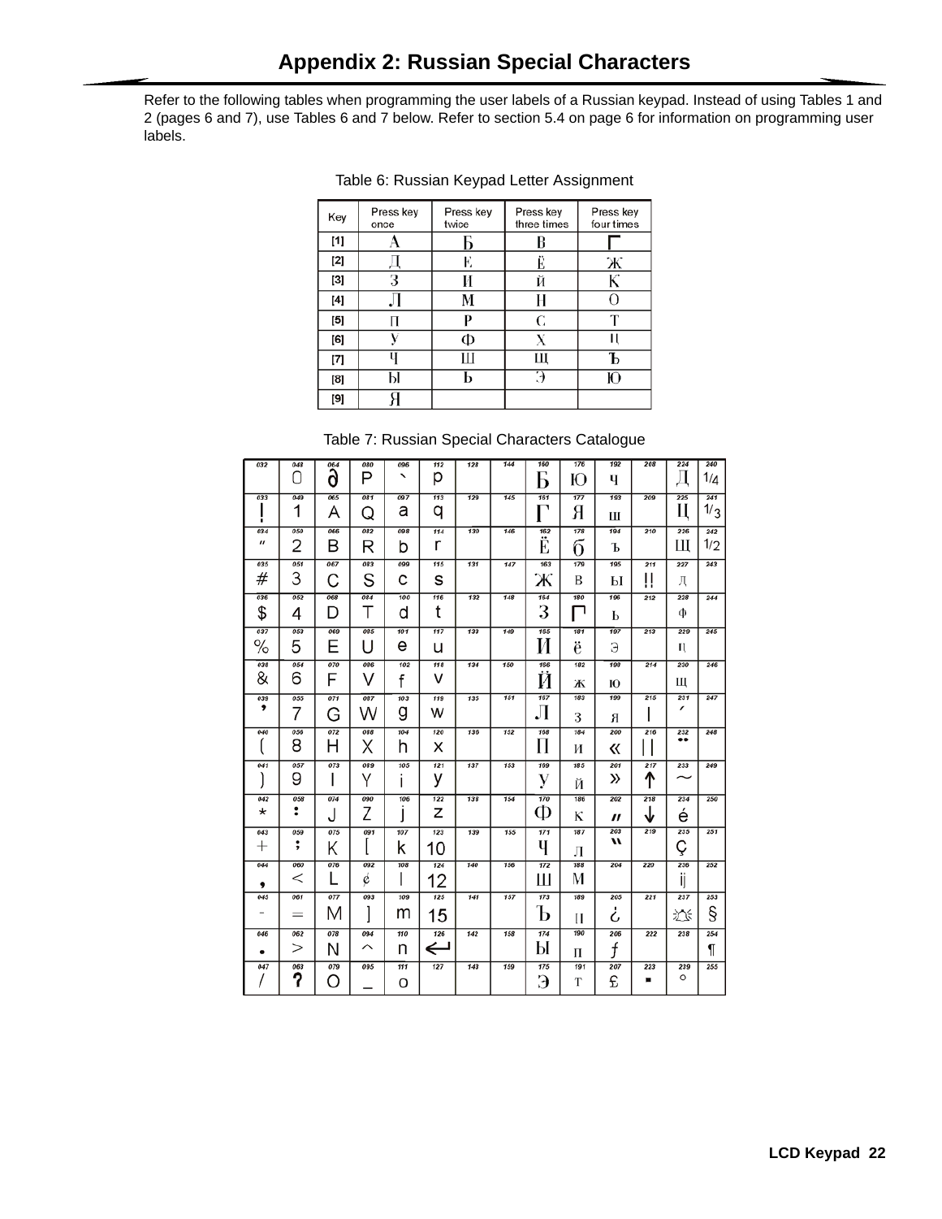# Appendix 2: Russian Special Characters

Refer to the following tables when programming the user labels of a Russian keypad. Instead of using Tables 1 and 2 (pages 6 and 7), use Tables 6 and 7 below. Refer to section 5.4 on page 6 for information on programming user labels.

Table 6: Russian Keypad Letter Assignment

| Key | Press key once | Press key twice | Press key three times | Press key four times |
|---|---|---|---|---|
| [1] | А | Б | В | Г |
| [2] | Д | Е | Ё | Ж |
| [3] | З | И | Й | К |
| [4] | Л | М | Н | О |
| [5] | П | Р | С | Т |
| [6] | У | Ф | Х | Ц |
| [7] | Ч | Ш | Щ | Ъ |
| [8] | Ы | Ь | Э | Ю |
| [9] | Я | | | |

Table 7: Russian Special Characters Catalogue

| 032 | 048 0 | 064 ∂ | 080 P | 096 ` | 112 p | 128 | 144 | 160 Б | 176 Ю | 192 ч | 208 | 224 Д | 240 1/4 |
|---|---|---|---|---|---|---|---|---|---|---|---|---|---|
| 033 ! | 049 1 | 065 A | 081 Q | 097 a | 113 q | 129 | 145 | 161 Г | 177 Я | 193 ш | 209 | 225 Ц | 241 1/3 |
| 034 " | 050 2 | 066 B | 082 R | 098 b | 114 r | 130 | 146 | 162 Ё | 178 б | 194 ъ | 210 | 226 Щ | 242 1/2 |
| 035 # | 051 3 | 067 C | 083 S | 099 c | 115 s | 131 | 147 | 163 Ж | 179 в | 195 ы | 211 ‼ | 227 д | 243 |
| 036 $ | 052 4 | 068 D | 084 T | 100 d | 116 t | 132 | 148 | 164 З | 180 г | 196 ь | 212 | 228 ф | 244 |
| 037 % | 053 5 | 069 E | 085 U | 101 e | 117 u | 133 | 149 | 165 И | 181 ё | 197 э | 213 | 229 ц | 245 |
| 038 & | 054 6 | 070 F | 086 V | 102 f | 118 v | 134 | 150 | 166 Й | 182 ж | 198 ю | 214 | 230 щ | 246 |
| 039 ’ | 055 7 | 071 G | 087 W | 103 g | 119 w | 135 | 151 | 167 Л | 183 з | 199 я | 215 \| | 231 ´ | 247 |
| 040 ( | 056 8 | 072 H | 088 X | 104 h | 120 x | 136 | 152 | 168 П | 184 и | 200 « | 216 \|\| | 232 ¨ | 248 |
| 041 ) | 057 9 | 073 I | 089 Y | 105 i | 121 y | 137 | 153 | 169 У | 185 й | 201 » | 217 ↑ | 233 ~ | 249 |
| 042 * | 058 : | 074 J | 090 Z | 106 j | 122 z | 138 | 154 | 170 Ф | 186 к | 202 " | 218 ↓ | 234 é | 250 |
| 043 + | 059 ; | 075 K | 091 [ | 107 k | 123 10 | 139 | 155 | 171 Ч | 187 л | 203 ‟ | 219 | 235 ç | 251 |
| 044 , | 060 < | 076 L | 092 ¢ | 108 l | 124 12 | 140 | 156 | 172 Ш | 188 м | 204 | 220 | 236 ij | 252 |
| 045 - | 061 = | 077 M | 093 ] | 109 m | 125 15 | 141 | 157 | 173 Ъ | 189 н | 205 ¿ | 221 | 237 🔔 | 253 § |
| 046 • | 062 > | 078 N | 094 ^ | 110 n | 126 ↵ | 142 | 158 | 174 Ы | 190 п | 206 ƒ | 222 | 238 | 254 ¶ |
| 047 / | 063 ? | 079 O | 095 _ | 111 o | 127 | 143 | 159 | 175 Э | 191 т | 207 £ | 223 ▪ | 239 ° | 255 |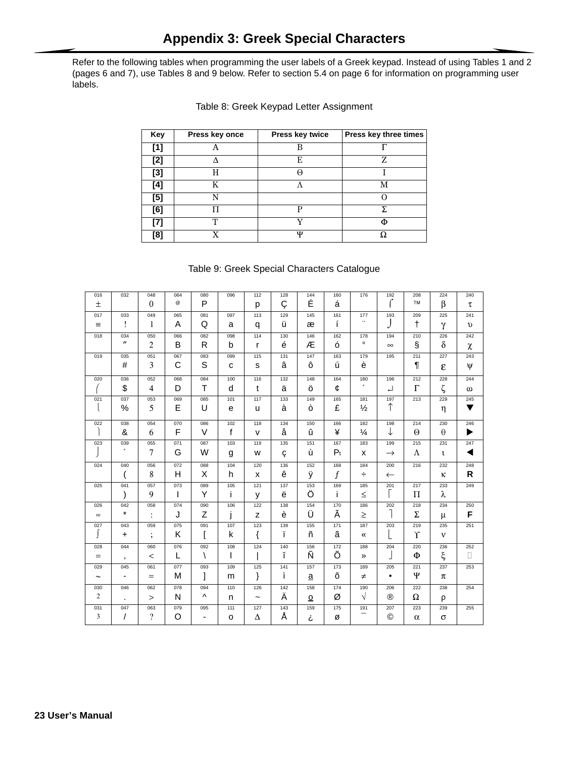# Appendix 3: Greek Special Characters

Refer to the following tables when programming the user labels of a Greek keypad. Instead of using Tables 1 and 2 (pages 6 and 7), use Tables 8 and 9 below. Refer to section 5.4 on page 6 for information on programming user labels.

Table 8: Greek Keypad Letter Assignment

| Key | Press key once | Press key twice | Press key three times |
|---|---|---|---|
| [1] | Α | Β | Γ |
| [2] | Δ | Ε | Ζ |
| [3] | Η | Θ | Ι |
| [4] | Κ | Λ | Μ |
| [5] | Ν | | Ο |
| [6] | Π | Ρ | Σ |
| [7] | Τ | Υ | Φ |
| [8] | Χ | Ψ | Ω |

Table 9: Greek Special Characters Catalogue

| 016 ± | 032 | 048 0 | 064 @ | 080 P | 096 | 112 p | 128 Ç | 144 É | 160 á | 176 | 192 ⎛ | 208 ™ | 224 β | 240 τ |
|---|---|---|---|---|---|---|---|---|---|---|---|---|---|---|
| 017 ≡ | 033 ! | 049 1 | 065 A | 081 Q | 097 a | 113 q | 129 ü | 145 æ | 161 í | 177 ¨ | 193 ⎠ | 209 † | 225 γ | 241 υ |
| 018 | 034 ″ | 050 2 | 066 B | 082 R | 098 b | 114 r | 130 é | 146 Æ | 162 ó | 178 ° | 194 ∞ | 210 § | 226 δ | 242 χ |
| 019 | 035 # | 051 3 | 067 C | 083 S | 099 c | 115 s | 131 â | 147 ô | 163 ú | 179 è | 195 | 211 ¶ | 227 ε | 243 ψ |
| 020 ⎛ | 036 $ | 052 4 | 068 D | 084 T | 100 d | 116 t | 132 ä | 148 ö | 164 ¢ | 180 ´ | 196 ↵ | 212 Γ | 228 ζ | 244 ω |
| 021 ⎝ | 037 % | 053 5 | 069 E | 085 U | 101 e | 117 u | 133 à | 149 ò | 165 £ | 181 ½ | 197 ↑ | 213 | 229 η | 245 ▼ |
| 022 ⎞ | 038 & | 054 6 | 070 F | 086 V | 102 f | 118 v | 134 å | 150 û | 166 ¥ | 182 ¼ | 198 ↓ | 214 Θ | 230 θ | 246 ▶ |
| 023 ⎠ | 039 ´ | 055 7 | 071 G | 087 W | 103 g | 119 w | 135 ç | 151 ù | 167 Pt | 183 x | 199 → | 215 Λ | 231 ι | 247 ◀ |
| 024 | 040 ( | 056 8 | 072 H | 088 X | 104 h | 120 x | 136 ê | 152 ÿ | 168 ƒ | 184 ÷ | 200 ← | 216 | 232 κ | 248 R |
| 025 | 041 ) | 057 9 | 073 I | 089 Y | 105 i | 121 y | 137 ë | 153 Ö | 169 i | 185 ≤ | 201 ⎡ | 217 Π | 233 λ | 249 |
| 026 ≈ | 042 * | 058 : | 074 J | 090 Z | 106 j | 122 z | 138 è | 154 Ü | 170 Ã | 186 ≥ | 202 ⎤ | 218 Σ | 234 μ | 250 F |
| 027 ∫ | 043 + | 059 ; | 075 K | 091 [ | 107 k | 123 { | 139 ï | 155 ñ | 171 ã | 187 « | 203 ⎣ | 219 ϒ | 235 ν | 251 |
| 028 = | 044 , | 060 < | 076 L | 092 \ | 108 l | 124 \| | 140 î | 156 Ñ | 172 Õ | 188 » | 204 ⎦ | 220 Φ | 236 ξ | 252 |
| 029 ~ | 045 - | 061 = | 077 M | 093 ] | 109 m | 125 } | 141 ì | 157 a | 173 õ | 189 ≠ | 205 • | 221 Ψ | 237 π | 253 |
| 030 2 | 046 . | 062 > | 078 N | 094 ^ | 110 n | 126 ~ | 142 Ä | 158 o | 174 Ø | 190 √ | 206 ® | 222 Ω | 238 ρ | 254 |
| 031 3 | 047 / | 063 ? | 079 O | 095 - | 111 o | 127 Δ | 143 Å | 159 ¿ | 175 ø | 191 ¯ | 207 © | 223 α | 239 σ | 255 |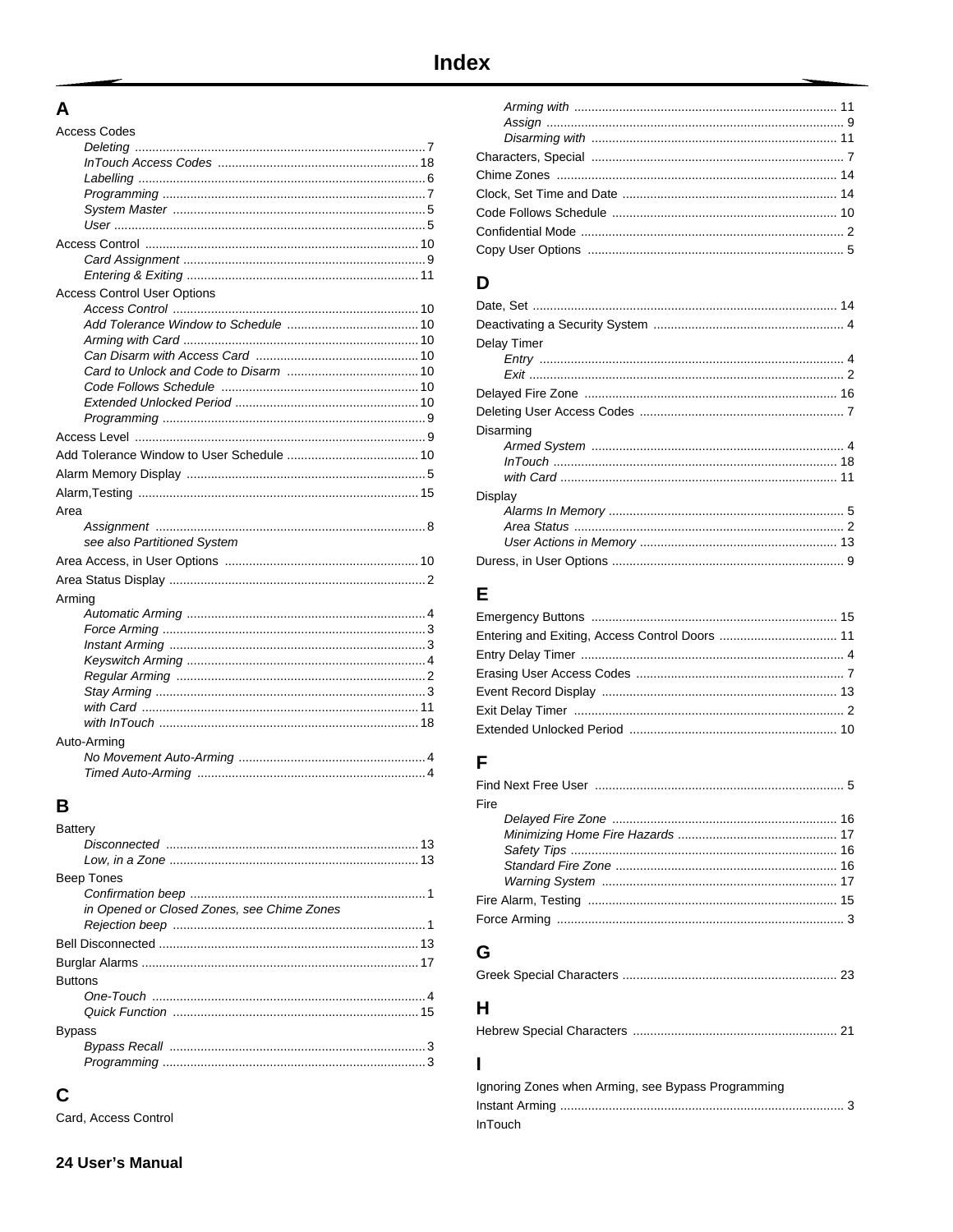# Index

## A

Access Codes
- *Deleting* ... 7
- *InTouch Access Codes* ... 18
- *Labelling* ... 6
- *Programming* ... 7
- *System Master* ... 5
- *User* ... 5

Access Control ... 10
- *Card Assignment* ... 9
- *Entering & Exiting* ... 11

Access Control User Options
- *Access Control* ... 10
- *Add Tolerance Window to Schedule* ... 10
- *Arming with Card* ... 10
- *Can Disarm with Access Card* ... 10
- *Card to Unlock and Code to Disarm* ... 10
- *Code Follows Schedule* ... 10
- *Extended Unlocked Period* ... 10
- *Programming* ... 9

Access Level ... 9

Add Tolerance Window to User Schedule ... 10

Alarm Memory Display ... 5

Alarm,Testing ... 15

Area
- *Assignment* ... 8
- *see also Partitioned System*

Area Access, in User Options ... 10

Area Status Display ... 2

Arming
- *Automatic Arming* ... 4
- *Force Arming* ... 3
- *Instant Arming* ... 3
- *Keyswitch Arming* ... 4
- *Regular Arming* ... 2
- *Stay Arming* ... 3
- *with Card* ... 11
- *with InTouch* ... 18

Auto-Arming
- *No Movement Auto-Arming* ... 4
- *Timed Auto-Arming* ... 4

## B

Battery
- *Disconnected* ... 13
- *Low, in a Zone* ... 13

Beep Tones
- *Confirmation beep* ... 1
- *in Opened or Closed Zones, see Chime Zones*
- *Rejection beep* ... 1

Bell Disconnected ... 13

Burglar Alarms ... 17

Buttons
- *One-Touch* ... 4
- *Quick Function* ... 15

Bypass
- *Bypass Recall* ... 3
- *Programming* ... 3

## C

Card, Access Control
- *Arming with* ... 11
- *Assign* ... 9
- *Disarming with* ... 11

Characters, Special ... 7

Chime Zones ... 14

Clock, Set Time and Date ... 14

Code Follows Schedule ... 10

Confidential Mode ... 2

Copy User Options ... 5

## D

Date, Set ... 14

Deactivating a Security System ... 4

Delay Timer
- *Entry* ... 4
- *Exit* ... 2

Delayed Fire Zone ... 16

Deleting User Access Codes ... 7

Disarming
- *Armed System* ... 4
- *InTouch* ... 18
- *with Card* ... 11

Display
- *Alarms In Memory* ... 5
- *Area Status* ... 2
- *User Actions in Memory* ... 13

Duress, in User Options ... 9

## E

Emergency Buttons ... 15

Entering and Exiting, Access Control Doors ... 11

Entry Delay Timer ... 4

Erasing User Access Codes ... 7

Event Record Display ... 13

Exit Delay Timer ... 2

Extended Unlocked Period ... 10

## F

Find Next Free User ... 5

Fire
- *Delayed Fire Zone* ... 16
- *Minimizing Home Fire Hazards* ... 17
- *Safety Tips* ... 16
- *Standard Fire Zone* ... 16
- *Warning System* ... 17

Fire Alarm, Testing ... 15

Force Arming ... 3

## G

Greek Special Characters ... 23

## H

Hebrew Special Characters ... 21

## I

Ignoring Zones when Arming, see Bypass Programming

Instant Arming ... 3

InTouch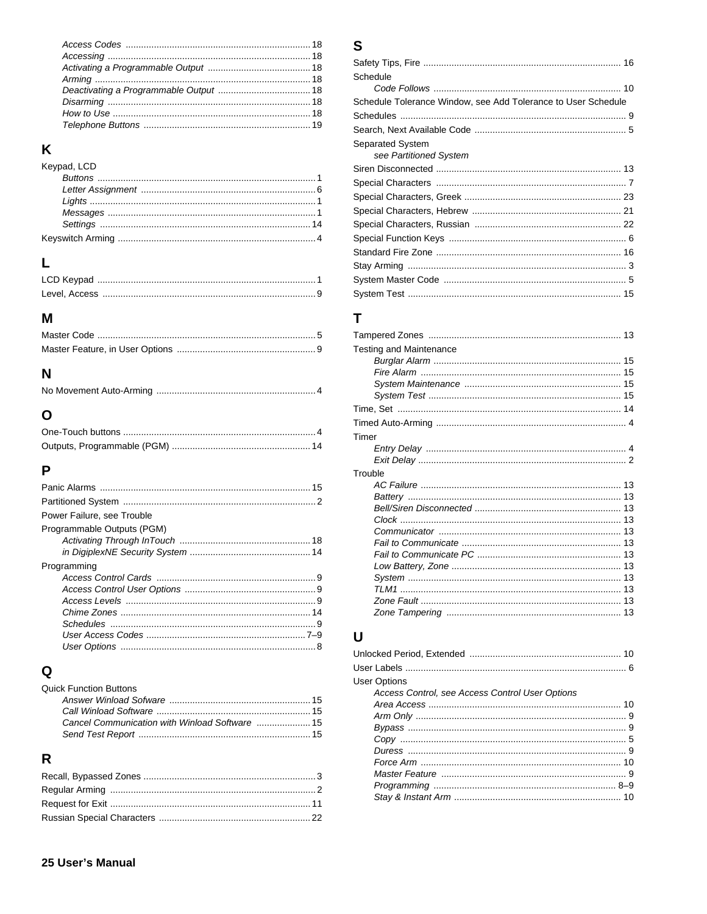*Access Codes* ........ 18
*Accessing* ........ 18
*Activating a Programmable Output* ........ 18
*Arming* ........ 18
*Deactivating a Programmable Output* ........ 18
*Disarming* ........ 18
*How to Use* ........ 18
*Telephone Buttons* ........ 19

## K

Keypad, LCD
- *Buttons* ........ 1
- *Letter Assignment* ........ 6
- *Lights* ........ 1
- *Messages* ........ 1
- *Settings* ........ 14

Keyswitch Arming ........ 4

## L

LCD Keypad ........ 1
Level, Access ........ 9

## M

Master Code ........ 5
Master Feature, in User Options ........ 9

## N

No Movement Auto-Arming ........ 4

## O

One-Touch buttons ........ 4
Outputs, Programmable (PGM) ........ 14

## P

Panic Alarms ........ 15
Partitioned System ........ 2
Power Failure, see Trouble
Programmable Outputs (PGM)
- *Activating Through InTouch* ........ 18
- *in DigiplexNE Security System* ........ 14

Programming
- *Access Control Cards* ........ 9
- *Access Control User Options* ........ 9
- *Access Levels* ........ 9
- *Chime Zones* ........ 14
- *Schedules* ........ 9
- *User Access Codes* ........ 7–9
- *User Options* ........ 8

## Q

Quick Function Buttons
- *Answer Winload Sofware* ........ 15
- *Call Winload Software* ........ 15
- *Cancel Communication with Winload Software* ........ 15
- *Send Test Report* ........ 15

## R

Recall, Bypassed Zones ........ 3
Regular Arming ........ 2
Request for Exit ........ 11
Russian Special Characters ........ 22

## S

Safety Tips, Fire ........ 16
Schedule
- *Code Follows* ........ 10

Schedule Tolerance Window, see Add Tolerance to User Schedule
Schedules ........ 9
Search, Next Available Code ........ 5
Separated System
- *see Partitioned System*

Siren Disconnected ........ 13
Special Characters ........ 7
Special Characters, Greek ........ 23
Special Characters, Hebrew ........ 21
Special Characters, Russian ........ 22
Special Function Keys ........ 6
Standard Fire Zone ........ 16
Stay Arming ........ 3
System Master Code ........ 5
System Test ........ 15

## T

Tampered Zones ........ 13
Testing and Maintenance
- *Burglar Alarm* ........ 15
- *Fire Alarm* ........ 15
- *System Maintenance* ........ 15
- *System Test* ........ 15

Time, Set ........ 14
Timed Auto-Arming ........ 4
Timer
- *Entry Delay* ........ 4
- *Exit Delay* ........ 2

Trouble
- *AC Failure* ........ 13
- *Battery* ........ 13
- *Bell/Siren Disconnected* ........ 13
- *Clock* ........ 13
- *Communicator* ........ 13
- *Fail to Communicate* ........ 13
- *Fail to Communicate PC* ........ 13
- *Low Battery, Zone* ........ 13
- *System* ........ 13
- *TLM1* ........ 13
- *Zone Fault* ........ 13
- *Zone Tampering* ........ 13

## U

Unlocked Period, Extended ........ 10
User Labels ........ 6
User Options
- *Access Control, see Access Control User Options*
- *Area Access* ........ 10
- *Arm Only* ........ 9
- *Bypass* ........ 9
- *Copy* ........ 5
- *Duress* ........ 9
- *Force Arm* ........ 10
- *Master Feature* ........ 9
- *Programming* ........ 8–9
- *Stay & Instant Arm* ........ 10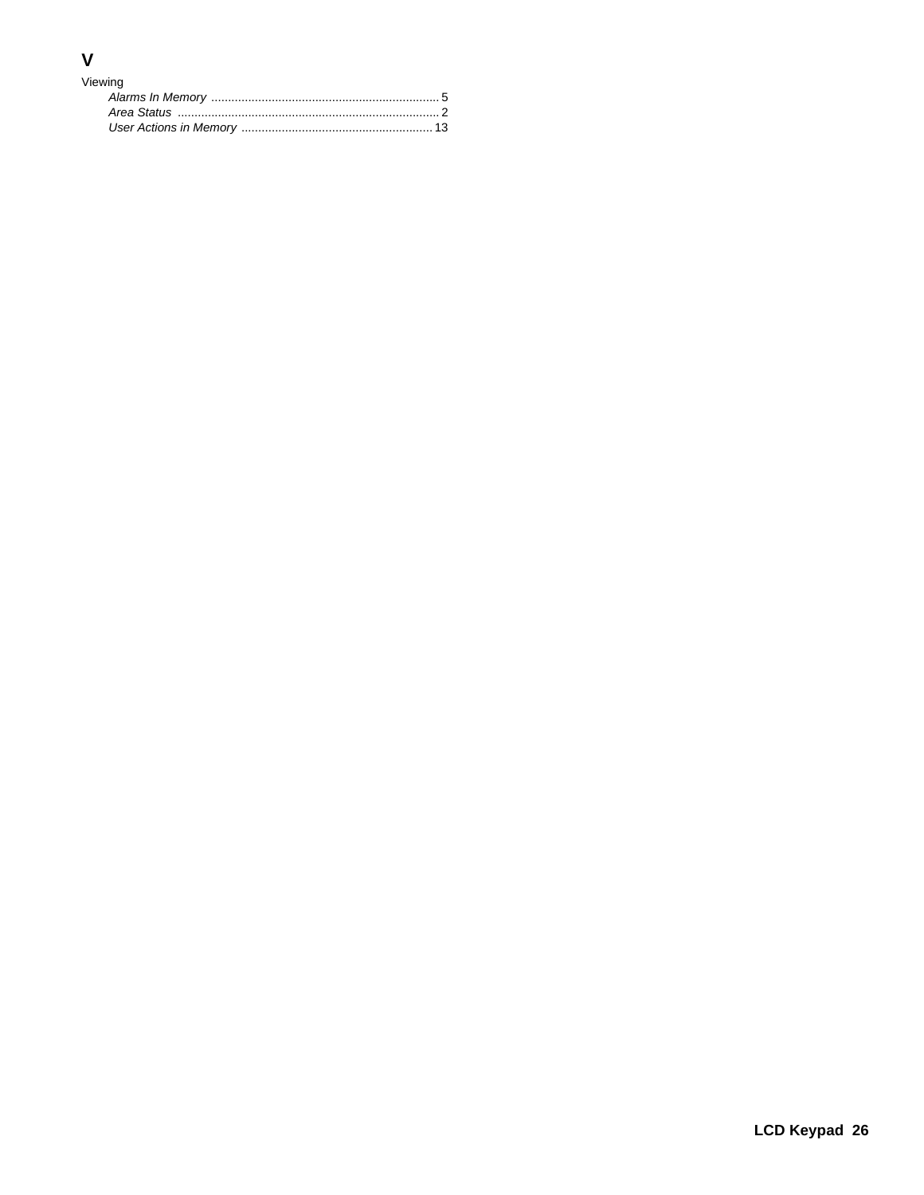## V

Viewing

*Alarms In Memory* .................................................................... 5

*Area Status* .............................................................................. 2

*User Actions in Memory* ........................................................ 13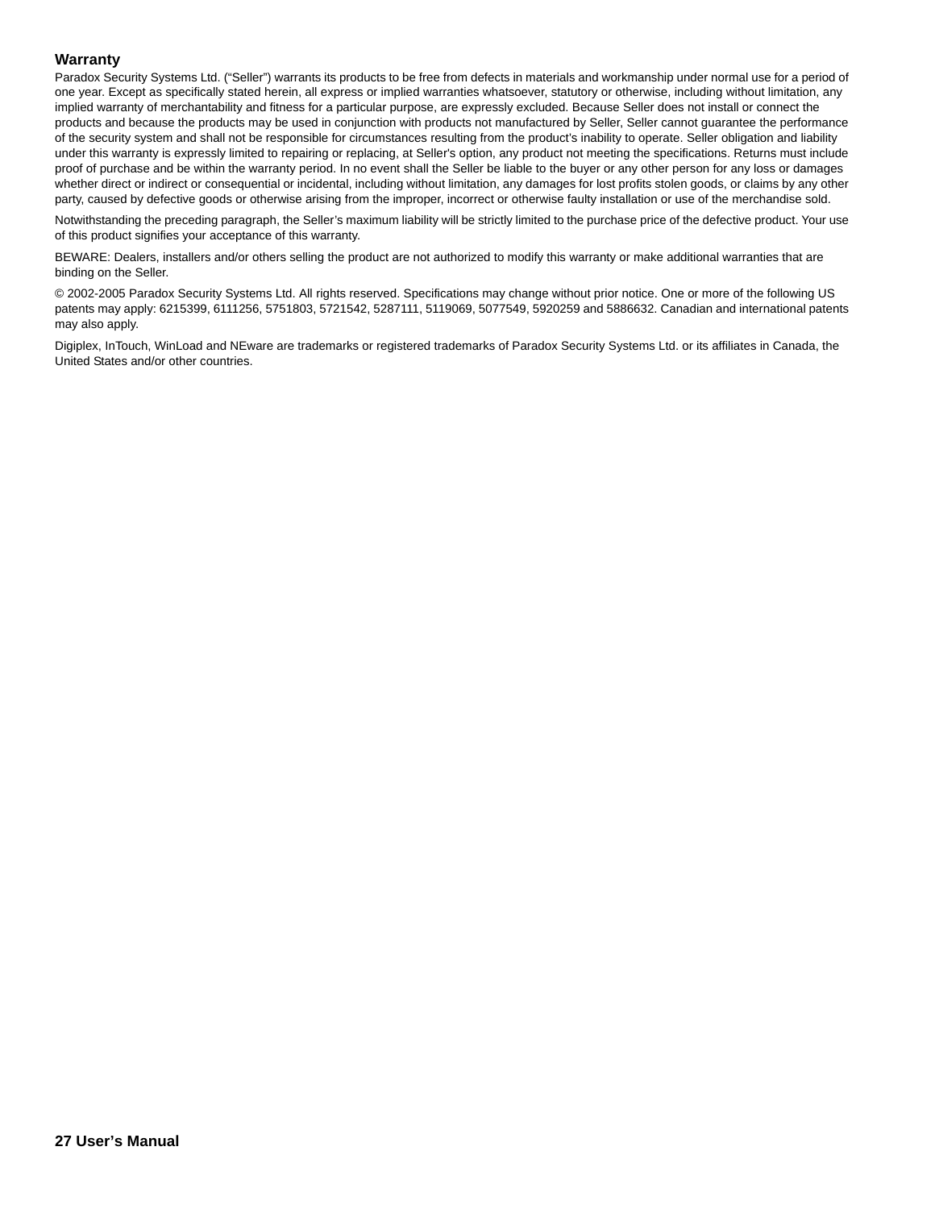## Warranty

Paradox Security Systems Ltd. (“Seller”) warrants its products to be free from defects in materials and workmanship under normal use for a period of one year. Except as specifically stated herein, all express or implied warranties whatsoever, statutory or otherwise, including without limitation, any implied warranty of merchantability and fitness for a particular purpose, are expressly excluded. Because Seller does not install or connect the products and because the products may be used in conjunction with products not manufactured by Seller, Seller cannot guarantee the performance of the security system and shall not be responsible for circumstances resulting from the product's inability to operate. Seller obligation and liability under this warranty is expressly limited to repairing or replacing, at Seller's option, any product not meeting the specifications. Returns must include proof of purchase and be within the warranty period. In no event shall the Seller be liable to the buyer or any other person for any loss or damages whether direct or indirect or consequential or incidental, including without limitation, any damages for lost profits stolen goods, or claims by any other party, caused by defective goods or otherwise arising from the improper, incorrect or otherwise faulty installation or use of the merchandise sold.

Notwithstanding the preceding paragraph, the Seller’s maximum liability will be strictly limited to the purchase price of the defective product. Your use of this product signifies your acceptance of this warranty.

BEWARE: Dealers, installers and/or others selling the product are not authorized to modify this warranty or make additional warranties that are binding on the Seller.

© 2002-2005 Paradox Security Systems Ltd. All rights reserved. Specifications may change without prior notice. One or more of the following US patents may apply: 6215399, 6111256, 5751803, 5721542, 5287111, 5119069, 5077549, 5920259 and 5886632. Canadian and international patents may also apply.

Digiplex, InTouch, WinLoad and NEware are trademarks or registered trademarks of Paradox Security Systems Ltd. or its affiliates in Canada, the United States and/or other countries.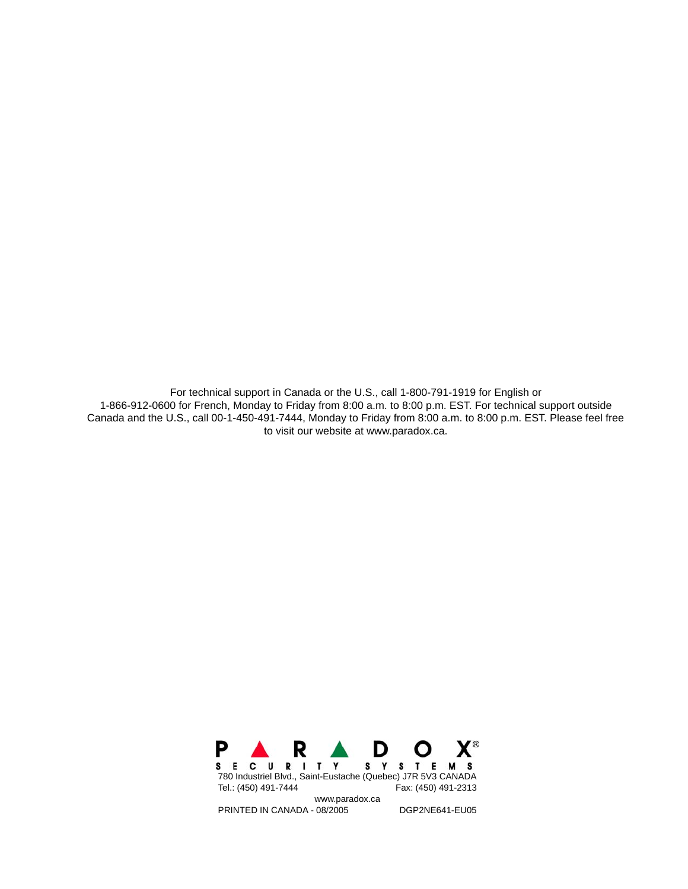For technical support in Canada or the U.S., call 1-800-791-1919 for English or 1-866-912-0600 for French, Monday to Friday from 8:00 a.m. to 8:00 p.m. EST. For technical support outside Canada and the U.S., call 00-1-450-491-7444, Monday to Friday from 8:00 a.m. to 8:00 p.m. EST. Please feel free to visit our website at www.paradox.ca.

PARADOX®
SECURITY SYSTEMS

780 Industriel Blvd., Saint-Eustache (Quebec) J7R 5V3 CANADA
Tel.: (450) 491-7444 Fax: (450) 491-2313
www.paradox.ca
PRINTED IN CANADA - 08/2005 DGP2NE641-EU05